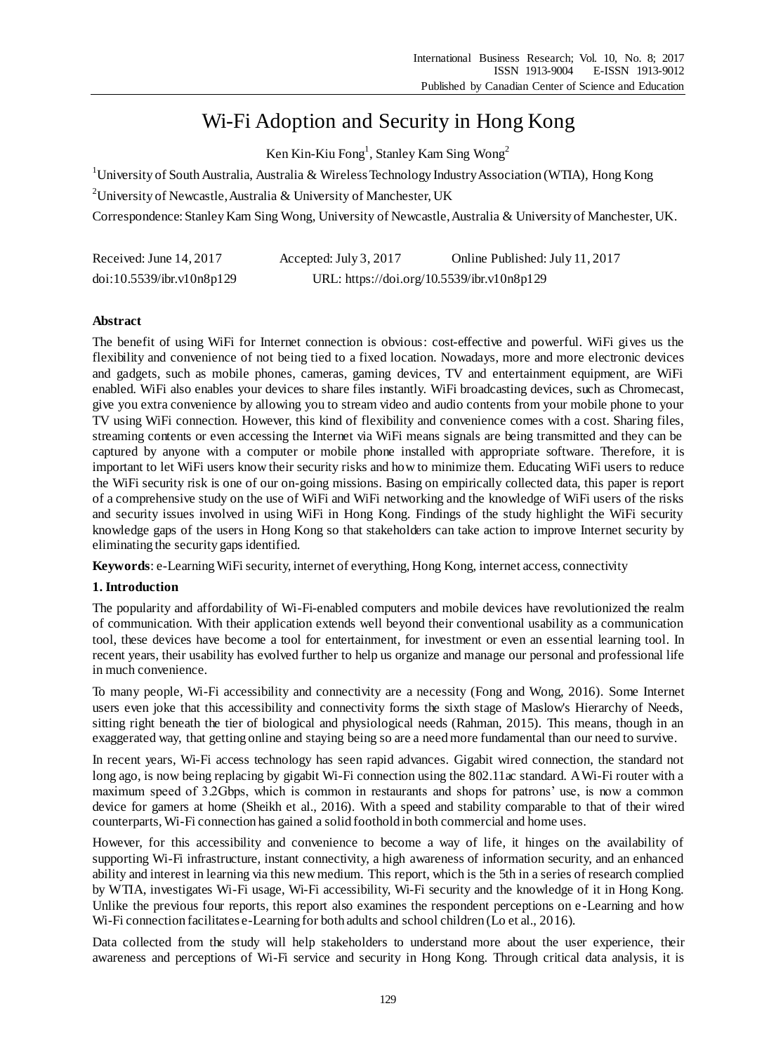# Wi-Fi Adoption and Security in Hong Kong

Ken Kin-Kiu Fong[1], Stanley Kam Sing Wong[2]

[1]University of South Australia, Australia & Wireless Technology Industry Association (WTIA), Hong Kong

[2]University of Newcastle, Australia & University of Manchester, UK

Correspondence: Stanley Kam Sing Wong, University of Newcastle, Australia & University of Manchester, UK.

Received: June 14, 2017 Accepted: July 3, 2017 Online Published: July 11, 2017

doi:10.5539/ibr.v10n8p129 URL: https://doi.org/10.5539/ibr.v10n8p129

## Abstract

The benefit of using WiFi for Internet connection is obvious: cost-effective and powerful. WiFi gives us the flexibility and convenience of not being tied to a fixed location. Nowadays, more and more electronic devices and gadgets, such as mobile phones, cameras, gaming devices, TV and entertainment equipment, are WiFi enabled. WiFi also enables your devices to share files instantly. WiFi broadcasting devices, such as Chromecast, give you extra convenience by allowing you to stream video and audio contents from your mobile phone to your TV using WiFi connection. However, this kind of flexibility and convenience comes with a cost. Sharing files, streaming contents or even accessing the Internet via WiFi means signals are being transmitted and they can be captured by anyone with a computer or mobile phone installed with appropriate software. Therefore, it is important to let WiFi users know their security risks and how to minimize them. Educating WiFi users to reduce the WiFi security risk is one of our on-going missions. Basing on empirically collected data, this paper is report of a comprehensive study on the use of WiFi and WiFi networking and the knowledge of WiFi users of the risks and security issues involved in using WiFi in Hong Kong. Findings of the study highlight the WiFi security knowledge gaps of the users in Hong Kong so that stakeholders can take action to improve Internet security by eliminating the security gaps identified.

**Keywords**: e-Learning WiFi security, internet of everything, Hong Kong, internet access, connectivity

## 1. Introduction

The popularity and affordability of Wi-Fi-enabled computers and mobile devices have revolutionized the realm of communication. With their application extends well beyond their conventional usability as a communication tool, these devices have become a tool for entertainment, for investment or even an essential learning tool. In recent years, their usability has evolved further to help us organize and manage our personal and professional life in much convenience.

To many people, Wi-Fi accessibility and connectivity are a necessity (Fong and Wong, 2016). Some Internet users even joke that this accessibility and connectivity forms the sixth stage of Maslow's Hierarchy of Needs, sitting right beneath the tier of biological and physiological needs (Rahman, 2015). This means, though in an exaggerated way, that getting online and staying being so are a need more fundamental than our need to survive.

In recent years, Wi-Fi access technology has seen rapid advances. Gigabit wired connection, the standard not long ago, is now being replacing by gigabit Wi-Fi connection using the 802.11ac standard. A Wi-Fi router with a maximum speed of 3.2Gbps, which is common in restaurants and shops for patrons' use, is now a common device for gamers at home (Sheikh et al., 2016). With a speed and stability comparable to that of their wired counterparts, Wi-Fi connection has gained a solid foothold in both commercial and home uses.

However, for this accessibility and convenience to become a way of life, it hinges on the availability of supporting Wi-Fi infrastructure, instant connectivity, a high awareness of information security, and an enhanced ability and interest in learning via this new medium. This report, which is the 5th in a series of research complied by WTIA, investigates Wi-Fi usage, Wi-Fi accessibility, Wi-Fi security and the knowledge of it in Hong Kong. Unlike the previous four reports, this report also examines the respondent perceptions on e-Learning and how Wi-Fi connection facilitates e-Learning for both adults and school children (Lo et al., 2016).

Data collected from the study will help stakeholders to understand more about the user experience, their awareness and perceptions of Wi-Fi service and security in Hong Kong. Through critical data analysis, it is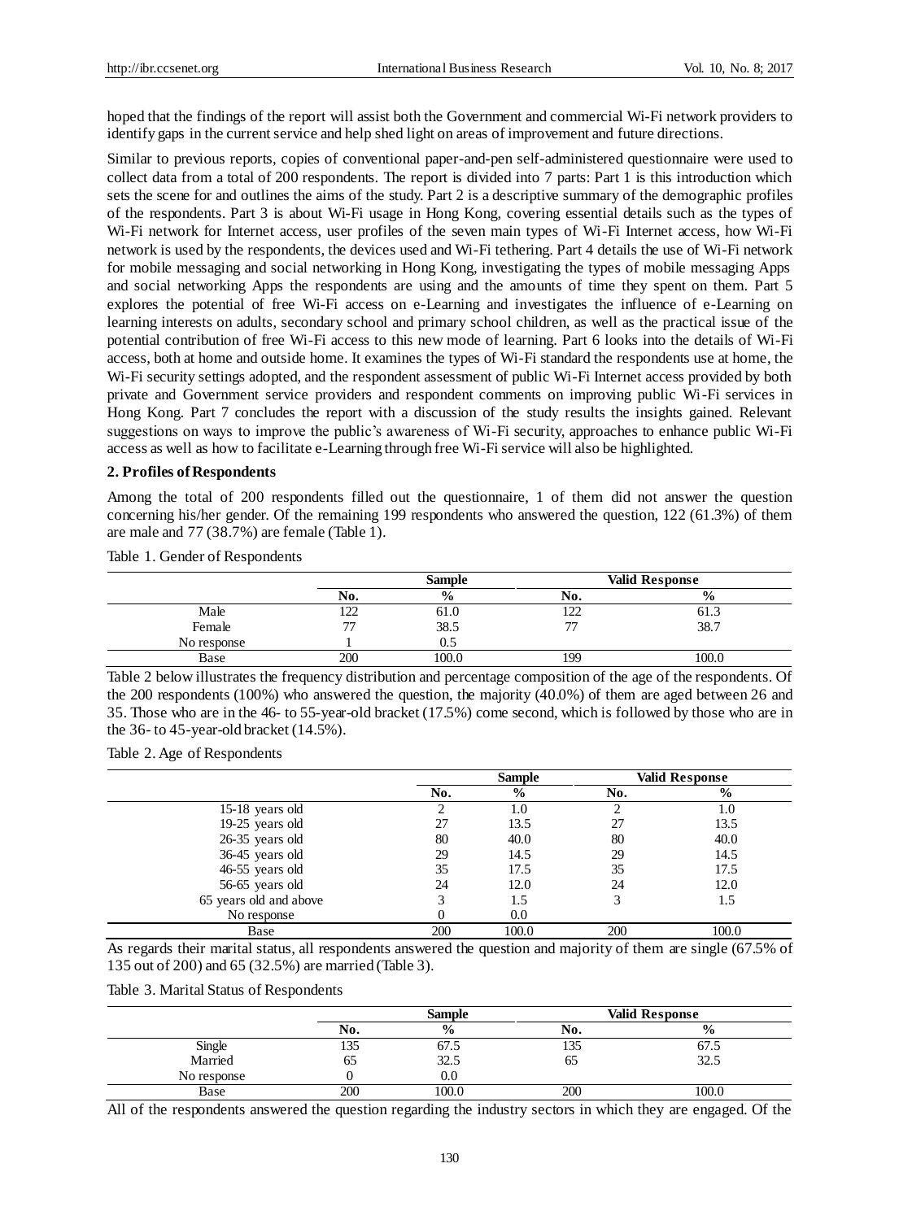hoped that the findings of the report will assist both the Government and commercial Wi-Fi network providers to identify gaps in the current service and help shed light on areas of improvement and future directions.

Similar to previous reports, copies of conventional paper-and-pen self-administered questionnaire were used to collect data from a total of 200 respondents. The report is divided into 7 parts: Part 1 is this introduction which sets the scene for and outlines the aims of the study. Part 2 is a descriptive summary of the demographic profiles of the respondents. Part 3 is about Wi-Fi usage in Hong Kong, covering essential details such as the types of Wi-Fi network for Internet access, user profiles of the seven main types of Wi-Fi Internet access, how Wi-Fi network is used by the respondents, the devices used and Wi-Fi tethering. Part 4 details the use of Wi-Fi network for mobile messaging and social networking in Hong Kong, investigating the types of mobile messaging Apps and social networking Apps the respondents are using and the amounts of time they spent on them. Part 5 explores the potential of free Wi-Fi access on e-Learning and investigates the influence of e-Learning on learning interests on adults, secondary school and primary school children, as well as the practical issue of the potential contribution of free Wi-Fi access to this new mode of learning. Part 6 looks into the details of Wi-Fi access, both at home and outside home. It examines the types of Wi-Fi standard the respondents use at home, the Wi-Fi security settings adopted, and the respondent assessment of public Wi-Fi Internet access provided by both private and Government service providers and respondent comments on improving public Wi-Fi services in Hong Kong. Part 7 concludes the report with a discussion of the study results the insights gained. Relevant suggestions on ways to improve the public's awareness of Wi-Fi security, approaches to enhance public Wi-Fi access as well as how to facilitate e-Learning through free Wi-Fi service will also be highlighted.

## 2. Profiles of Respondents

Among the total of 200 respondents filled out the questionnaire, 1 of them did not answer the question concerning his/her gender. Of the remaining 199 respondents who answered the question, 122 (61.3%) of them are male and 77 (38.7%) are female (Table 1).

Table 1. Gender of Respondents

| | Sample | | Valid Response | |
|---|---|---|---|---|
| | No. | % | No. | % |
| Male | 122 | 61.0 | 122 | 61.3 |
| Female | 77 | 38.5 | 77 | 38.7 |
| No response | 1 | 0.5 | | |
| Base | 200 | 100.0 | 199 | 100.0 |

Table 2 below illustrates the frequency distribution and percentage composition of the age of the respondents. Of the 200 respondents (100%) who answered the question, the majority (40.0%) of them are aged between 26 and 35. Those who are in the 46- to 55-year-old bracket (17.5%) come second, which is followed by those who are in the 36- to 45-year-old bracket (14.5%).

Table 2. Age of Respondents

| | Sample | | Valid Response | |
|---|---|---|---|---|
| | No. | % | No. | % |
| 15-18 years old | 2 | 1.0 | 2 | 1.0 |
| 19-25 years old | 27 | 13.5 | 27 | 13.5 |
| 26-35 years old | 80 | 40.0 | 80 | 40.0 |
| 36-45 years old | 29 | 14.5 | 29 | 14.5 |
| 46-55 years old | 35 | 17.5 | 35 | 17.5 |
| 56-65 years old | 24 | 12.0 | 24 | 12.0 |
| 65 years old and above | 3 | 1.5 | 3 | 1.5 |
| No response | 0 | 0.0 | | |
| Base | 200 | 100.0 | 200 | 100.0 |

As regards their marital status, all respondents answered the question and majority of them are single (67.5% of 135 out of 200) and 65 (32.5%) are married (Table 3).

Table 3. Marital Status of Respondents

| | Sample | | Valid Response | |
|---|---|---|---|---|
| | No. | % | No. | % |
| Single | 135 | 67.5 | 135 | 67.5 |
| Married | 65 | 32.5 | 65 | 32.5 |
| No response | 0 | 0.0 | | |
| Base | 200 | 100.0 | 200 | 100.0 |

All of the respondents answered the question regarding the industry sectors in which they are engaged. Of the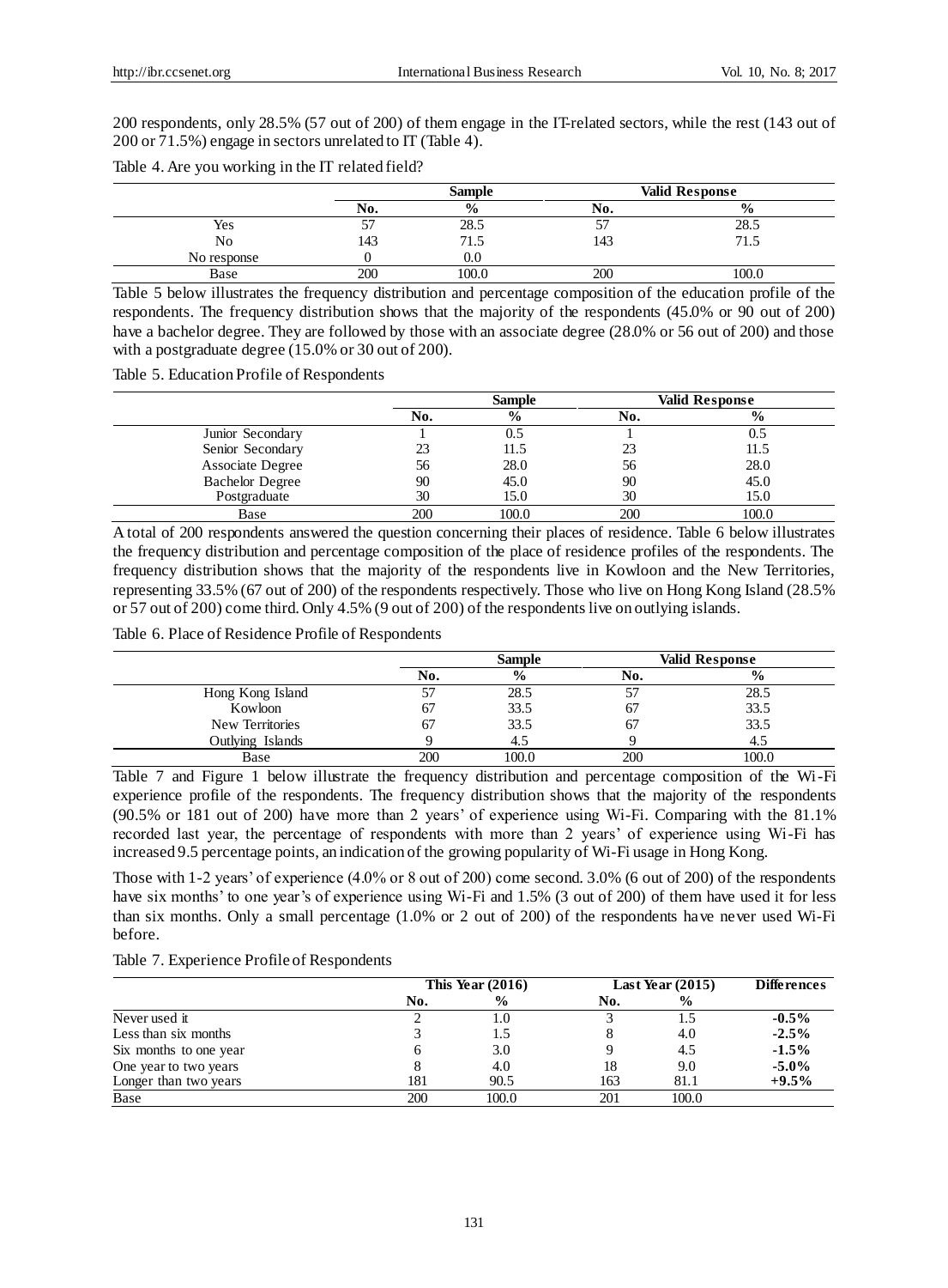200 respondents, only 28.5% (57 out of 200) of them engage in the IT-related sectors, while the rest (143 out of 200 or 71.5%) engage in sectors unrelated to IT (Table 4).

Table 4. Are you working in the IT related field?

| | Sample | | Valid Response | |
|---|---|---|---|---|
| | No. | % | No. | % |
| Yes | 57 | 28.5 | 57 | 28.5 |
| No | 143 | 71.5 | 143 | 71.5 |
| No response | 0 | 0.0 | | |
| Base | 200 | 100.0 | 200 | 100.0 |

Table 5 below illustrates the frequency distribution and percentage composition of the education profile of the respondents. The frequency distribution shows that the majority of the respondents (45.0% or 90 out of 200) have a bachelor degree. They are followed by those with an associate degree (28.0% or 56 out of 200) and those with a postgraduate degree (15.0% or 30 out of 200).

Table 5. Education Profile of Respondents

| | Sample | | Valid Response | |
|---|---|---|---|---|
| | No. | % | No. | % |
| Junior Secondary | 1 | 0.5 | 1 | 0.5 |
| Senior Secondary | 23 | 11.5 | 23 | 11.5 |
| Associate Degree | 56 | 28.0 | 56 | 28.0 |
| Bachelor Degree | 90 | 45.0 | 90 | 45.0 |
| Postgraduate | 30 | 15.0 | 30 | 15.0 |
| Base | 200 | 100.0 | 200 | 100.0 |

A total of 200 respondents answered the question concerning their places of residence. Table 6 below illustrates the frequency distribution and percentage composition of the place of residence profiles of the respondents. The frequency distribution shows that the majority of the respondents live in Kowloon and the New Territories, representing 33.5% (67 out of 200) of the respondents respectively. Those who live on Hong Kong Island (28.5% or 57 out of 200) come third. Only 4.5% (9 out of 200) of the respondents live on outlying islands.

Table 6. Place of Residence Profile of Respondents

| | Sample | | Valid Response | |
|---|---|---|---|---|
| | No. | % | No. | % |
| Hong Kong Island | 57 | 28.5 | 57 | 28.5 |
| Kowloon | 67 | 33.5 | 67 | 33.5 |
| New Territories | 67 | 33.5 | 67 | 33.5 |
| Outlying Islands | 9 | 4.5 | 9 | 4.5 |
| Base | 200 | 100.0 | 200 | 100.0 |

Table 7 and Figure 1 below illustrate the frequency distribution and percentage composition of the Wi-Fi experience profile of the respondents. The frequency distribution shows that the majority of the respondents (90.5% or 181 out of 200) have more than 2 years' of experience using Wi-Fi. Comparing with the 81.1% recorded last year, the percentage of respondents with more than 2 years' of experience using Wi-Fi has increased 9.5 percentage points, an indication of the growing popularity of Wi-Fi usage in Hong Kong.

Those with 1-2 years' of experience (4.0% or 8 out of 200) come second. 3.0% (6 out of 200) of the respondents have six months' to one year's of experience using Wi-Fi and 1.5% (3 out of 200) of them have used it for less than six months. Only a small percentage (1.0% or 2 out of 200) of the respondents have never used Wi-Fi before.

Table 7. Experience Profile of Respondents

| | This Year (2016) | | Last Year (2015) | | Differences |
|---|---|---|---|---|---|
| | No. | % | No. | % | |
| Never used it | 2 | 1.0 | 3 | 1.5 | **-0.5%** |
| Less than six months | 3 | 1.5 | 8 | 4.0 | **-2.5%** |
| Six months to one year | 6 | 3.0 | 9 | 4.5 | **-1.5%** |
| One year to two years | 8 | 4.0 | 18 | 9.0 | **-5.0%** |
| Longer than two years | 181 | 90.5 | 163 | 81.1 | **+9.5%** |
| Base | 200 | 100.0 | 201 | 100.0 | |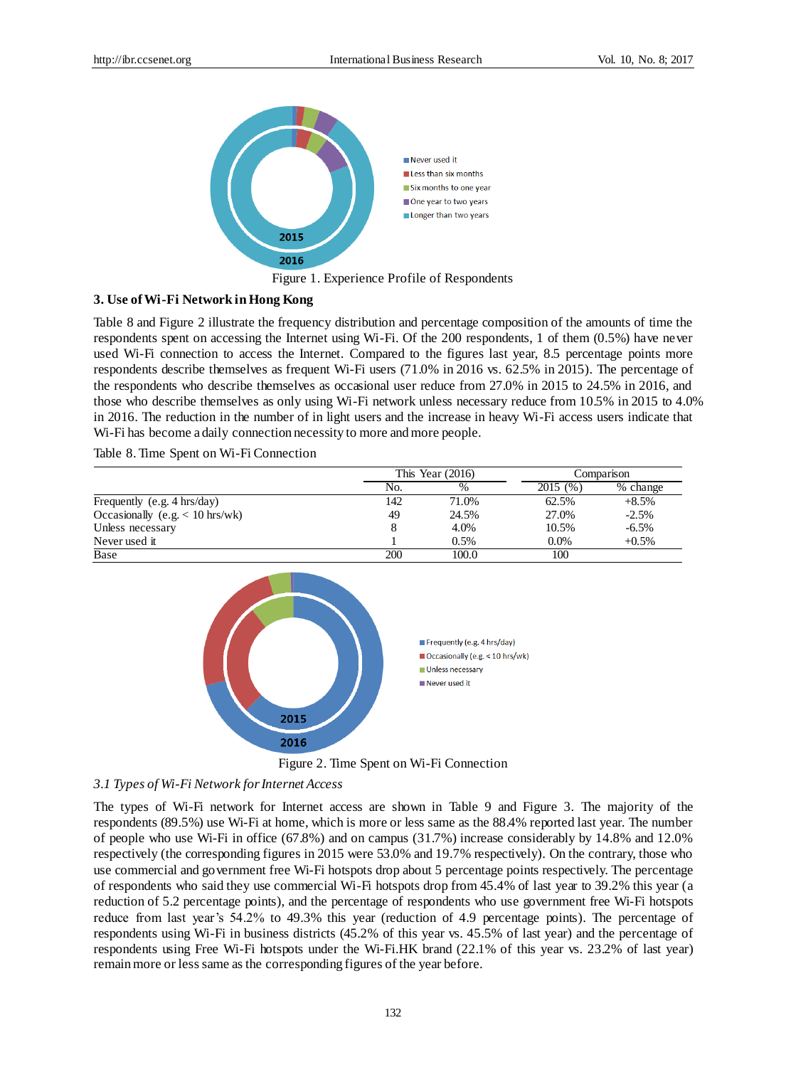Figure 1. Experience Profile of Respondents

### 3. Use of Wi-Fi Network in Hong Kong

Table 8 and Figure 2 illustrate the frequency distribution and percentage composition of the amounts of time the respondents spent on accessing the Internet using Wi-Fi. Of the 200 respondents, 1 of them (0.5%) have never used Wi-Fi connection to access the Internet. Compared to the figures last year, 8.5 percentage points more respondents describe themselves as frequent Wi-Fi users (71.0% in 2016 vs. 62.5% in 2015). The percentage of the respondents who describe themselves as occasional user reduce from 27.0% in 2015 to 24.5% in 2016, and those who describe themselves as only using Wi-Fi network unless necessary reduce from 10.5% in 2015 to 4.0% in 2016. The reduction in the number of in light users and the increase in heavy Wi-Fi access users indicate that Wi-Fi has become a daily connection necessity to more and more people.

Table 8. Time Spent on Wi-Fi Connection

| | This Year (2016) | | Comparison | |
|---|---|---|---|---|
| | No. | % | 2015 (%) | % change |
| Frequently (e.g. 4 hrs/day) | 142 | 71.0% | 62.5% | +8.5% |
| Occasionally (e.g. < 10 hrs/wk) | 49 | 24.5% | 27.0% | -2.5% |
| Unless necessary | 8 | 4.0% | 10.5% | -6.5% |
| Never used it | 1 | 0.5% | 0.0% | +0.5% |
| Base | 200 | 100.0 | 100 | |

Figure 2. Time Spent on Wi-Fi Connection

#### *3.1 Types of Wi-Fi Network for Internet Access*

The types of Wi-Fi network for Internet access are shown in Table 9 and Figure 3. The majority of the respondents (89.5%) use Wi-Fi at home, which is more or less same as the 88.4% reported last year. The number of people who use Wi-Fi in office (67.8%) and on campus (31.7%) increase considerably by 14.8% and 12.0% respectively (the corresponding figures in 2015 were 53.0% and 19.7% respectively). On the contrary, those who use commercial and government free Wi-Fi hotspots drop about 5 percentage points respectively. The percentage of respondents who said they use commercial Wi-Fi hotspots drop from 45.4% of last year to 39.2% this year (a reduction of 5.2 percentage points), and the percentage of respondents who use government free Wi-Fi hotspots reduce from last year's 54.2% to 49.3% this year (reduction of 4.9 percentage points). The percentage of respondents using Wi-Fi in business districts (45.2% of this year vs. 45.5% of last year) and the percentage of respondents using Free Wi-Fi hotspots under the Wi-Fi.HK brand (22.1% of this year vs. 23.2% of last year) remain more or less same as the corresponding figures of the year before.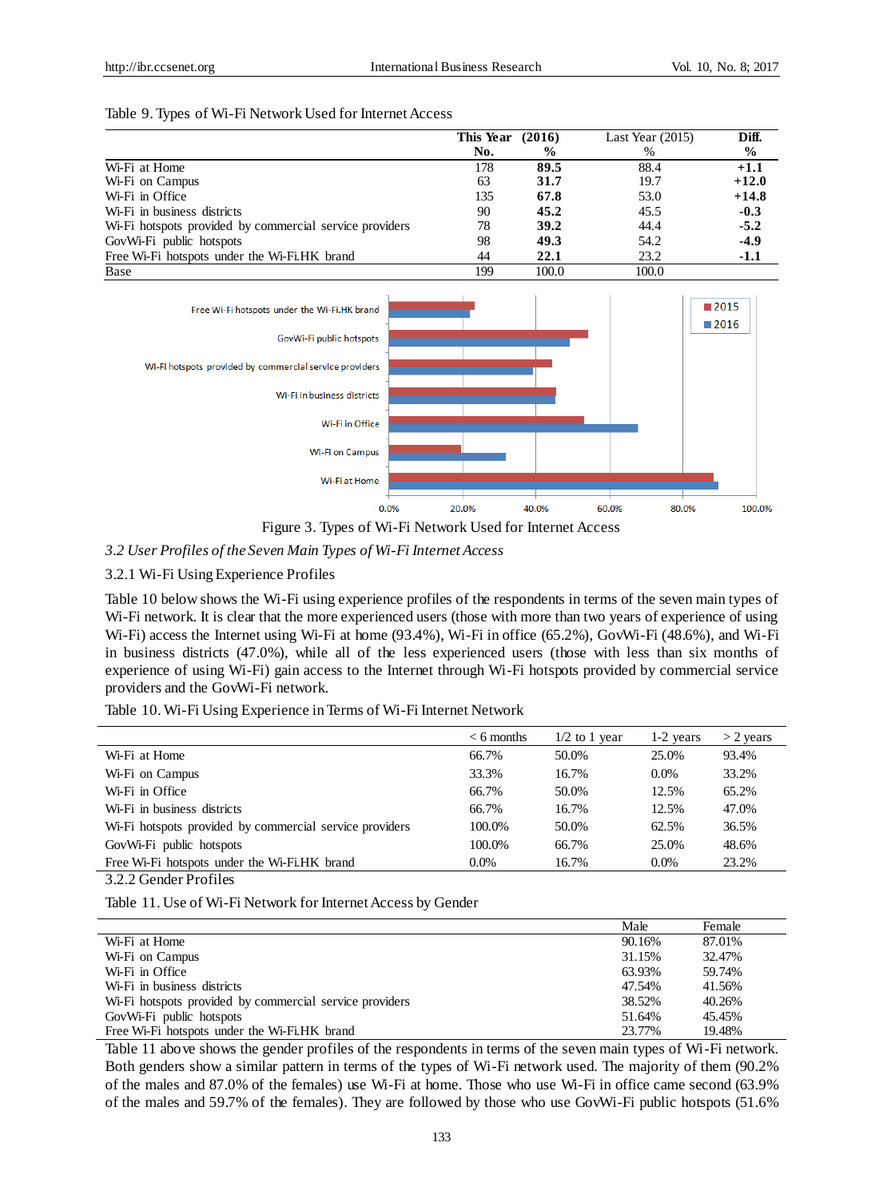Table 9. Types of Wi-Fi Network Used for Internet Access

| | This Year (2016) No. | % | Last Year (2015) % | Diff. % |
|---|---|---|---|---|
| Wi-Fi at Home | 178 | **89.5** | 88.4 | **+1.1** |
| Wi-Fi on Campus | 63 | **31.7** | 19.7 | **+12.0** |
| Wi-Fi in Office | 135 | **67.8** | 53.0 | **+14.8** |
| Wi-Fi in business districts | 90 | **45.2** | 45.5 | **-0.3** |
| Wi-Fi hotspots provided by commercial service providers | 78 | **39.2** | 44.4 | **-5.2** |
| GovWi-Fi public hotspots | 98 | **49.3** | 54.2 | **-4.9** |
| Free Wi-Fi hotspots under the Wi-Fi.HK brand | 44 | **22.1** | 23.2 | **-1.1** |
| Base | 199 | 100.0 | 100.0 | |

Figure 3. Types of Wi-Fi Network Used for Internet Access

*3.2 User Profiles of the Seven Main Types of Wi-Fi Internet Access*

3.2.1 Wi-Fi Using Experience Profiles

Table 10 below shows the Wi-Fi using experience profiles of the respondents in terms of the seven main types of Wi-Fi network. It is clear that the more experienced users (those with more than two years of experience of using Wi-Fi) access the Internet using Wi-Fi at home (93.4%), Wi-Fi in office (65.2%), GovWi-Fi (48.6%), and Wi-Fi in business districts (47.0%), while all of the less experienced users (those with less than six months of experience of using Wi-Fi) gain access to the Internet through Wi-Fi hotspots provided by commercial service providers and the GovWi-Fi network.

Table 10. Wi-Fi Using Experience in Terms of Wi-Fi Internet Network

| | < 6 months | 1/2 to 1 year | 1-2 years | > 2 years |
|---|---|---|---|---|
| Wi-Fi at Home | 66.7% | 50.0% | 25.0% | 93.4% |
| Wi-Fi on Campus | 33.3% | 16.7% | 0.0% | 33.2% |
| Wi-Fi in Office | 66.7% | 50.0% | 12.5% | 65.2% |
| Wi-Fi in business districts | 66.7% | 16.7% | 12.5% | 47.0% |
| Wi-Fi hotspots provided by commercial service providers | 100.0% | 50.0% | 62.5% | 36.5% |
| GovWi-Fi public hotspots | 100.0% | 66.7% | 25.0% | 48.6% |
| Free Wi-Fi hotspots under the Wi-Fi.HK brand | 0.0% | 16.7% | 0.0% | 23.2% |

3.2.2 Gender Profiles

Table 11. Use of Wi-Fi Network for Internet Access by Gender

| | Male | Female |
|---|---|---|
| Wi-Fi at Home | 90.16% | 87.01% |
| Wi-Fi on Campus | 31.15% | 32.47% |
| Wi-Fi in Office | 63.93% | 59.74% |
| Wi-Fi in business districts | 47.54% | 41.56% |
| Wi-Fi hotspots provided by commercial service providers | 38.52% | 40.26% |
| GovWi-Fi public hotspots | 51.64% | 45.45% |
| Free Wi-Fi hotspots under the Wi-Fi.HK brand | 23.77% | 19.48% |

Table 11 above shows the gender profiles of the respondents in terms of the seven main types of Wi-Fi network. Both genders show a similar pattern in terms of the types of Wi-Fi network used. The majority of them (90.2% of the males and 87.0% of the females) use Wi-Fi at home. Those who use Wi-Fi in office came second (63.9% of the males and 59.7% of the females). They are followed by those who use GovWi-Fi public hotspots (51.6%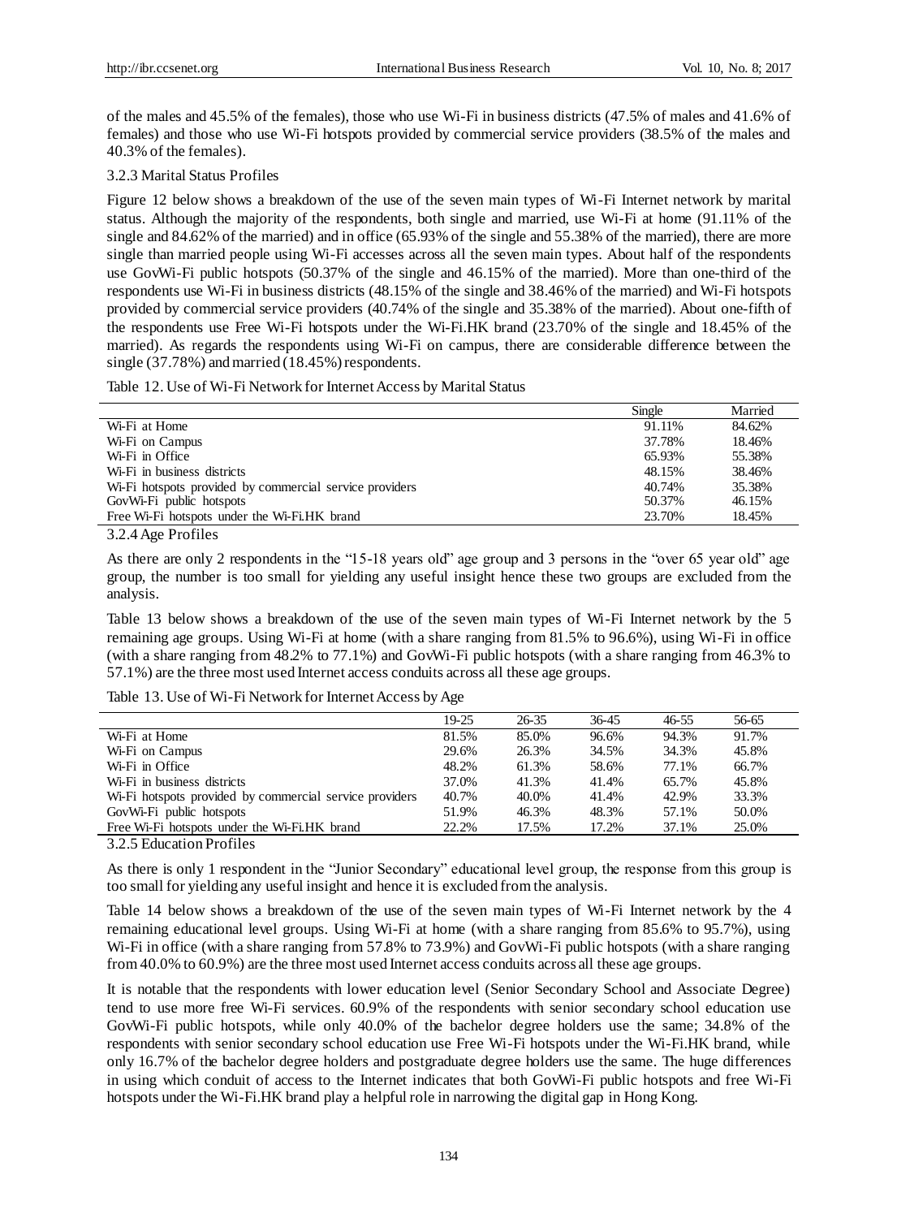of the males and 45.5% of the females), those who use Wi-Fi in business districts (47.5% of males and 41.6% of females) and those who use Wi-Fi hotspots provided by commercial service providers (38.5% of the males and 40.3% of the females).

### 3.2.3 Marital Status Profiles

Figure 12 below shows a breakdown of the use of the seven main types of Wi-Fi Internet network by marital status. Although the majority of the respondents, both single and married, use Wi-Fi at home (91.11% of the single and 84.62% of the married) and in office (65.93% of the single and 55.38% of the married), there are more single than married people using Wi-Fi accesses across all the seven main types. About half of the respondents use GovWi-Fi public hotspots (50.37% of the single and 46.15% of the married). More than one-third of the respondents use Wi-Fi in business districts (48.15% of the single and 38.46% of the married) and Wi-Fi hotspots provided by commercial service providers (40.74% of the single and 35.38% of the married). About one-fifth of the respondents use Free Wi-Fi hotspots under the Wi-Fi.HK brand (23.70% of the single and 18.45% of the married). As regards the respondents using Wi-Fi on campus, there are considerable difference between the single (37.78%) and married (18.45%) respondents.

Table 12. Use of Wi-Fi Network for Internet Access by Marital Status

| | Single | Married |
|---|---|---|
| Wi-Fi at Home | 91.11% | 84.62% |
| Wi-Fi on Campus | 37.78% | 18.46% |
| Wi-Fi in Office | 65.93% | 55.38% |
| Wi-Fi in business districts | 48.15% | 38.46% |
| Wi-Fi hotspots provided by commercial service providers | 40.74% | 35.38% |
| GovWi-Fi public hotspots | 50.37% | 46.15% |
| Free Wi-Fi hotspots under the Wi-Fi.HK brand | 23.70% | 18.45% |

### 3.2.4 Age Profiles

As there are only 2 respondents in the "15-18 years old" age group and 3 persons in the "over 65 year old" age group, the number is too small for yielding any useful insight hence these two groups are excluded from the analysis.

Table 13 below shows a breakdown of the use of the seven main types of Wi-Fi Internet network by the 5 remaining age groups. Using Wi-Fi at home (with a share ranging from 81.5% to 96.6%), using Wi-Fi in office (with a share ranging from 48.2% to 77.1%) and GovWi-Fi public hotspots (with a share ranging from 46.3% to 57.1%) are the three most used Internet access conduits across all these age groups.

Table 13. Use of Wi-Fi Network for Internet Access by Age

| | 19-25 | 26-35 | 36-45 | 46-55 | 56-65 |
|---|---|---|---|---|---|
| Wi-Fi at Home | 81.5% | 85.0% | 96.6% | 94.3% | 91.7% |
| Wi-Fi on Campus | 29.6% | 26.3% | 34.5% | 34.3% | 45.8% |
| Wi-Fi in Office | 48.2% | 61.3% | 58.6% | 77.1% | 66.7% |
| Wi-Fi in business districts | 37.0% | 41.3% | 41.4% | 65.7% | 45.8% |
| Wi-Fi hotspots provided by commercial service providers | 40.7% | 40.0% | 41.4% | 42.9% | 33.3% |
| GovWi-Fi public hotspots | 51.9% | 46.3% | 48.3% | 57.1% | 50.0% |
| Free Wi-Fi hotspots under the Wi-Fi.HK brand | 22.2% | 17.5% | 17.2% | 37.1% | 25.0% |

### 3.2.5 Education Profiles

As there is only 1 respondent in the "Junior Secondary" educational level group, the response from this group is too small for yielding any useful insight and hence it is excluded from the analysis.

Table 14 below shows a breakdown of the use of the seven main types of Wi-Fi Internet network by the 4 remaining educational level groups. Using Wi-Fi at home (with a share ranging from 85.6% to 95.7%), using Wi-Fi in office (with a share ranging from 57.8% to 73.9%) and GovWi-Fi public hotspots (with a share ranging from 40.0% to 60.9%) are the three most used Internet access conduits across all these age groups.

It is notable that the respondents with lower education level (Senior Secondary School and Associate Degree) tend to use more free Wi-Fi services. 60.9% of the respondents with senior secondary school education use GovWi-Fi public hotspots, while only 40.0% of the bachelor degree holders use the same; 34.8% of the respondents with senior secondary school education use Free Wi-Fi hotspots under the Wi-Fi.HK brand, while only 16.7% of the bachelor degree holders and postgraduate degree holders use the same. The huge differences in using which conduit of access to the Internet indicates that both GovWi-Fi public hotspots and free Wi-Fi hotspots under the Wi-Fi.HK brand play a helpful role in narrowing the digital gap in Hong Kong.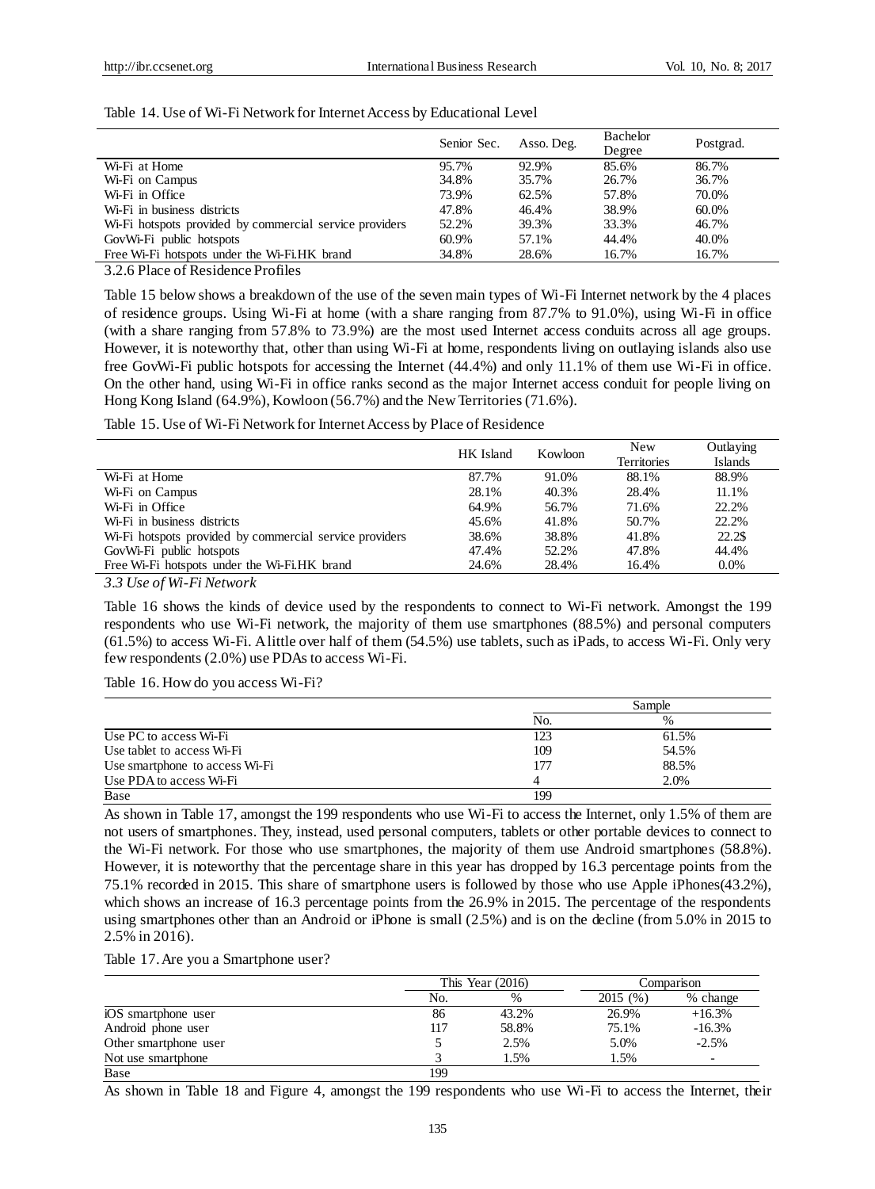Table 14. Use of Wi-Fi Network for Internet Access by Educational Level

| | Senior Sec. | Asso. Deg. | Bachelor Degree | Postgrad. |
|---|---|---|---|---|
| Wi-Fi at Home | 95.7% | 92.9% | 85.6% | 86.7% |
| Wi-Fi on Campus | 34.8% | 35.7% | 26.7% | 36.7% |
| Wi-Fi in Office | 73.9% | 62.5% | 57.8% | 70.0% |
| Wi-Fi in business districts | 47.8% | 46.4% | 38.9% | 60.0% |
| Wi-Fi hotspots provided by commercial service providers | 52.2% | 39.3% | 33.3% | 46.7% |
| GovWi-Fi public hotspots | 60.9% | 57.1% | 44.4% | 40.0% |
| Free Wi-Fi hotspots under the Wi-Fi.HK brand | 34.8% | 28.6% | 16.7% | 16.7% |

3.2.6 Place of Residence Profiles

Table 15 below shows a breakdown of the use of the seven main types of Wi-Fi Internet network by the 4 places of residence groups. Using Wi-Fi at home (with a share ranging from 87.7% to 91.0%), using Wi-Fi in office (with a share ranging from 57.8% to 73.9%) are the most used Internet access conduits across all age groups. However, it is noteworthy that, other than using Wi-Fi at home, respondents living on outlaying islands also use free GovWi-Fi public hotspots for accessing the Internet (44.4%) and only 11.1% of them use Wi-Fi in office. On the other hand, using Wi-Fi in office ranks second as the major Internet access conduit for people living on Hong Kong Island (64.9%), Kowloon (56.7%) and the New Territories (71.6%).

Table 15. Use of Wi-Fi Network for Internet Access by Place of Residence

| | HK Island | Kowloon | New Territories | Outlaying Islands |
|---|---|---|---|---|
| Wi-Fi at Home | 87.7% | 91.0% | 88.1% | 88.9% |
| Wi-Fi on Campus | 28.1% | 40.3% | 28.4% | 11.1% |
| Wi-Fi in Office | 64.9% | 56.7% | 71.6% | 22.2% |
| Wi-Fi in business districts | 45.6% | 41.8% | 50.7% | 22.2% |
| Wi-Fi hotspots provided by commercial service providers | 38.6% | 38.8% | 41.8% | 22.2$ |
| GovWi-Fi public hotspots | 47.4% | 52.2% | 47.8% | 44.4% |
| Free Wi-Fi hotspots under the Wi-Fi.HK brand | 24.6% | 28.4% | 16.4% | 0.0% |

*3.3 Use of Wi-Fi Network*

Table 16 shows the kinds of device used by the respondents to connect to Wi-Fi network. Amongst the 199 respondents who use Wi-Fi network, the majority of them use smartphones (88.5%) and personal computers (61.5%) to access Wi-Fi. A little over half of them (54.5%) use tablets, such as iPads, to access Wi-Fi. Only very few respondents (2.0%) use PDAs to access Wi-Fi.

Table 16. How do you access Wi-Fi?

| | Sample | |
|---|---|---|
| | No. | % |
| Use PC to access Wi-Fi | 123 | 61.5% |
| Use tablet to access Wi-Fi | 109 | 54.5% |
| Use smartphone to access Wi-Fi | 177 | 88.5% |
| Use PDA to access Wi-Fi | 4 | 2.0% |
| Base | 199 | |

As shown in Table 17, amongst the 199 respondents who use Wi-Fi to access the Internet, only 1.5% of them are not users of smartphones. They, instead, used personal computers, tablets or other portable devices to connect to the Wi-Fi network. For those who use smartphones, the majority of them use Android smartphones (58.8%). However, it is noteworthy that the percentage share in this year has dropped by 16.3 percentage points from the 75.1% recorded in 2015. This share of smartphone users is followed by those who use Apple iPhones(43.2%), which shows an increase of 16.3 percentage points from the 26.9% in 2015. The percentage of the respondents using smartphones other than an Android or iPhone is small (2.5%) and is on the decline (from 5.0% in 2015 to 2.5% in 2016).

Table 17. Are you a Smartphone user?

| | This Year (2016) | | Comparison | |
|---|---|---|---|---|
| | No. | % | 2015 (%) | % change |
| iOS smartphone user | 86 | 43.2% | 26.9% | +16.3% |
| Android phone user | 117 | 58.8% | 75.1% | -16.3% |
| Other smartphone user | 5 | 2.5% | 5.0% | -2.5% |
| Not use smartphone | 3 | 1.5% | 1.5% | - |
| Base | 199 | | | |

As shown in Table 18 and Figure 4, amongst the 199 respondents who use Wi-Fi to access the Internet, their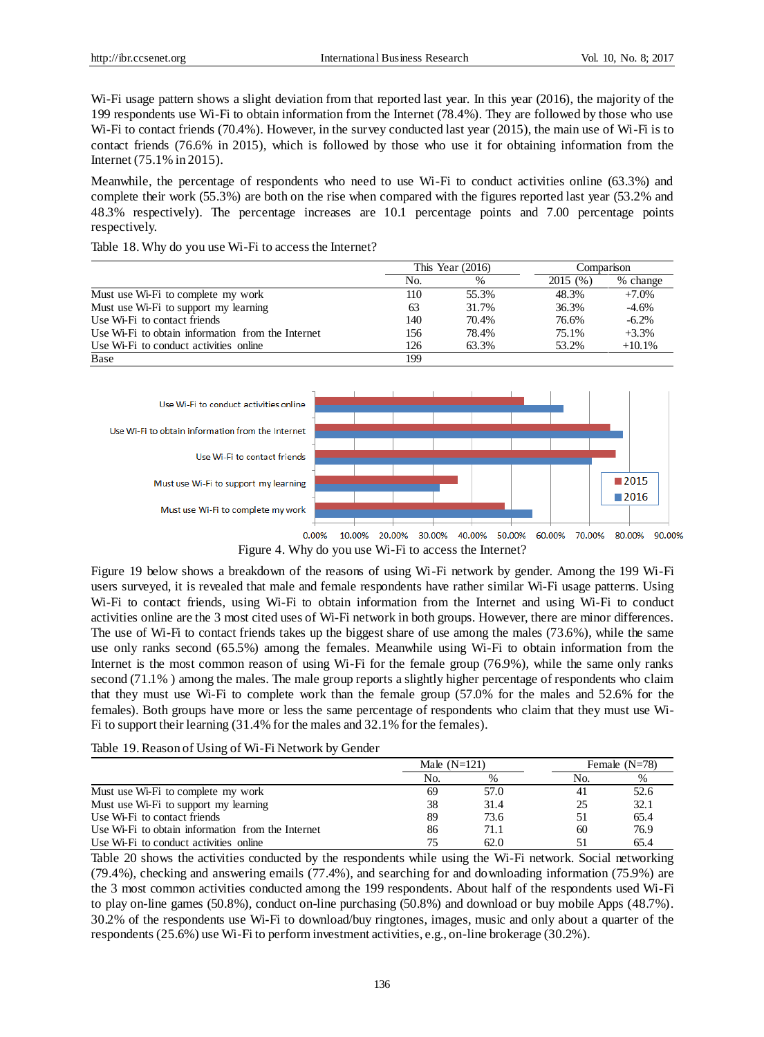Wi-Fi usage pattern shows a slight deviation from that reported last year. In this year (2016), the majority of the 199 respondents use Wi-Fi to obtain information from the Internet (78.4%). They are followed by those who use Wi-Fi to contact friends (70.4%). However, in the survey conducted last year (2015), the main use of Wi-Fi is to contact friends (76.6% in 2015), which is followed by those who use it for obtaining information from the Internet (75.1% in 2015).

Meanwhile, the percentage of respondents who need to use Wi-Fi to conduct activities online (63.3%) and complete their work (55.3%) are both on the rise when compared with the figures reported last year (53.2% and 48.3% respectively). The percentage increases are 10.1 percentage points and 7.00 percentage points respectively.

Table 18. Why do you use Wi-Fi to access the Internet?

| | This Year (2016) | | Comparison | |
|---|---|---|---|---|
| | No. | % | 2015 (%) | % change |
| Must use Wi-Fi to complete my work | 110 | 55.3% | 48.3% | +7.0% |
| Must use Wi-Fi to support my learning | 63 | 31.7% | 36.3% | -4.6% |
| Use Wi-Fi to contact friends | 140 | 70.4% | 76.6% | -6.2% |
| Use Wi-Fi to obtain information from the Internet | 156 | 78.4% | 75.1% | +3.3% |
| Use Wi-Fi to conduct activities online | 126 | 63.3% | 53.2% | +10.1% |
| Base | 199 | | | |

Figure 4. Why do you use Wi-Fi to access the Internet?

Figure 19 below shows a breakdown of the reasons of using Wi-Fi network by gender. Among the 199 Wi-Fi users surveyed, it is revealed that male and female respondents have rather similar Wi-Fi usage patterns. Using Wi-Fi to contact friends, using Wi-Fi to obtain information from the Internet and using Wi-Fi to conduct activities online are the 3 most cited uses of Wi-Fi network in both groups. However, there are minor differences. The use of Wi-Fi to contact friends takes up the biggest share of use among the males (73.6%), while the same use only ranks second (65.5%) among the females. Meanwhile using Wi-Fi to obtain information from the Internet is the most common reason of using Wi-Fi for the female group (76.9%), while the same only ranks second (71.1% ) among the males. The male group reports a slightly higher percentage of respondents who claim that they must use Wi-Fi to complete work than the female group (57.0% for the males and 52.6% for the females). Both groups have more or less the same percentage of respondents who claim that they must use Wi-Fi to support their learning (31.4% for the males and 32.1% for the females).

Table 19. Reason of Using of Wi-Fi Network by Gender

| | Male (N=121) | | Female (N=78) | |
|---|---|---|---|---|
| | No. | % | No. | % |
| Must use Wi-Fi to complete my work | 69 | 57.0 | 41 | 52.6 |
| Must use Wi-Fi to support my learning | 38 | 31.4 | 25 | 32.1 |
| Use Wi-Fi to contact friends | 89 | 73.6 | 51 | 65.4 |
| Use Wi-Fi to obtain information from the Internet | 86 | 71.1 | 60 | 76.9 |
| Use Wi-Fi to conduct activities online | 75 | 62.0 | 51 | 65.4 |

Table 20 shows the activities conducted by the respondents while using the Wi-Fi network. Social networking (79.4%), checking and answering emails (77.4%), and searching for and downloading information (75.9%) are the 3 most common activities conducted among the 199 respondents. About half of the respondents used Wi-Fi to play on-line games (50.8%), conduct on-line purchasing (50.8%) and download or buy mobile Apps (48.7%). 30.2% of the respondents use Wi-Fi to download/buy ringtones, images, music and only about a quarter of the respondents (25.6%) use Wi-Fi to perform investment activities, e.g., on-line brokerage (30.2%).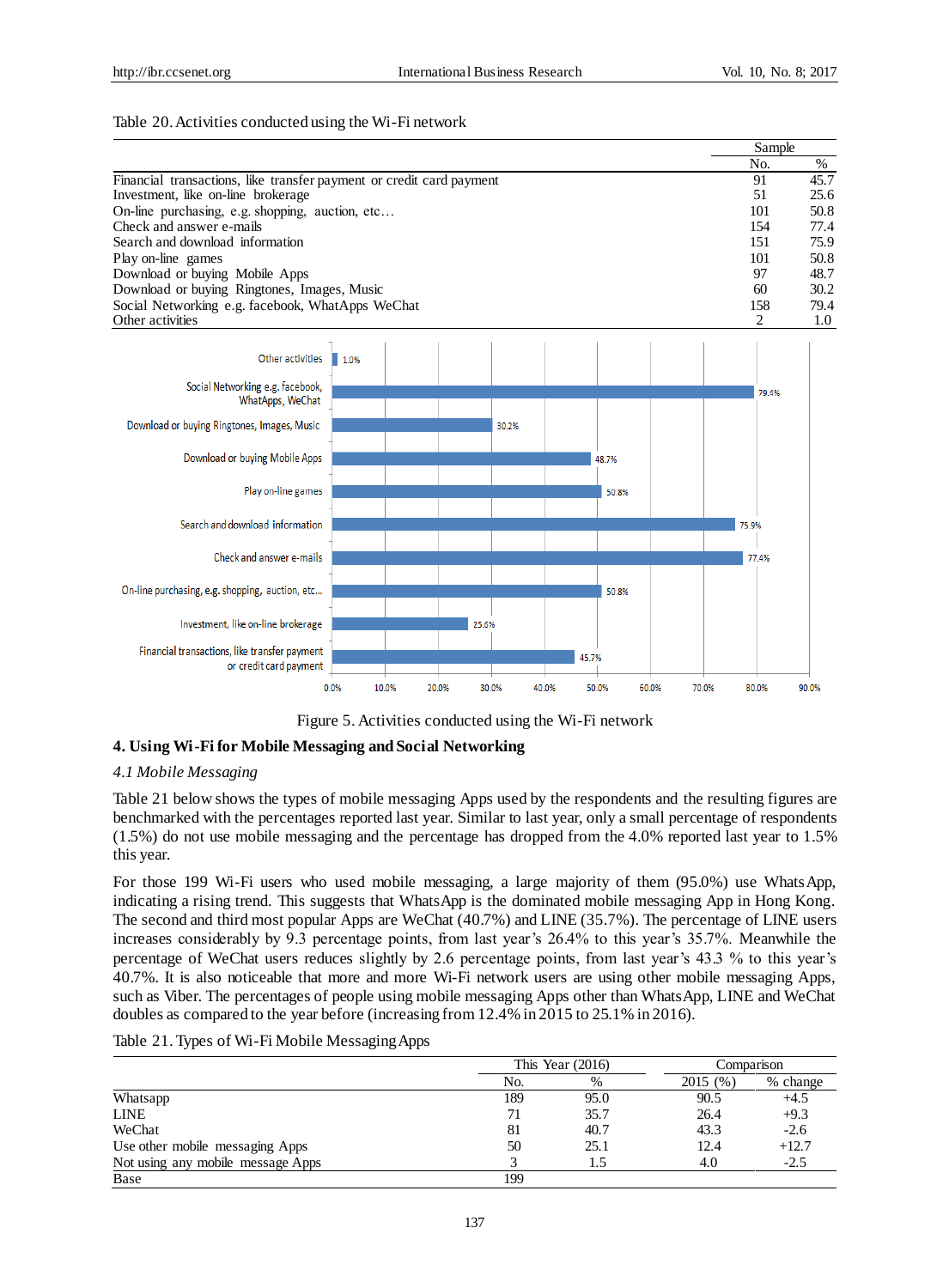Table 20. Activities conducted using the Wi-Fi network

| | Sample | |
|---|---|---|
| | No. | % |
| Financial transactions, like transfer payment or credit card payment | 91 | 45.7 |
| Investment, like on-line brokerage | 51 | 25.6 |
| On-line purchasing, e.g. shopping, auction, etc… | 101 | 50.8 |
| Check and answer e-mails | 154 | 77.4 |
| Search and download information | 151 | 75.9 |
| Play on-line games | 101 | 50.8 |
| Download or buying Mobile Apps | 97 | 48.7 |
| Download or buying Ringtones, Images, Music | 60 | 30.2 |
| Social Networking e.g. facebook, WhatApps WeChat | 158 | 79.4 |
| Other activities | 2 | 1.0 |

Figure 5. Activities conducted using the Wi-Fi network

## 4. Using Wi-Fi for Mobile Messaging and Social Networking

### *4.1 Mobile Messaging*

Table 21 below shows the types of mobile messaging Apps used by the respondents and the resulting figures are benchmarked with the percentages reported last year. Similar to last year, only a small percentage of respondents (1.5%) do not use mobile messaging and the percentage has dropped from the 4.0% reported last year to 1.5% this year.

For those 199 Wi-Fi users who used mobile messaging, a large majority of them (95.0%) use WhatsApp, indicating a rising trend. This suggests that WhatsApp is the dominated mobile messaging App in Hong Kong. The second and third most popular Apps are WeChat (40.7%) and LINE (35.7%). The percentage of LINE users increases considerably by 9.3 percentage points, from last year's 26.4% to this year's 35.7%. Meanwhile the percentage of WeChat users reduces slightly by 2.6 percentage points, from last year's 43.3 % to this year's 40.7%. It is also noticeable that more and more Wi-Fi network users are using other mobile messaging Apps, such as Viber. The percentages of people using mobile messaging Apps other than WhatsApp, LINE and WeChat doubles as compared to the year before (increasing from 12.4% in 2015 to 25.1% in 2016).

Table 21. Types of Wi-Fi Mobile Messaging Apps

| | This Year (2016) | | Comparison | |
|---|---|---|---|---|
| | No. | % | 2015 (%) | % change |
| Whatsapp | 189 | 95.0 | 90.5 | +4.5 |
| LINE | 71 | 35.7 | 26.4 | +9.3 |
| WeChat | 81 | 40.7 | 43.3 | -2.6 |
| Use other mobile messaging Apps | 50 | 25.1 | 12.4 | +12.7 |
| Not using any mobile message Apps | 3 | 1.5 | 4.0 | -2.5 |
| Base | 199 | | | |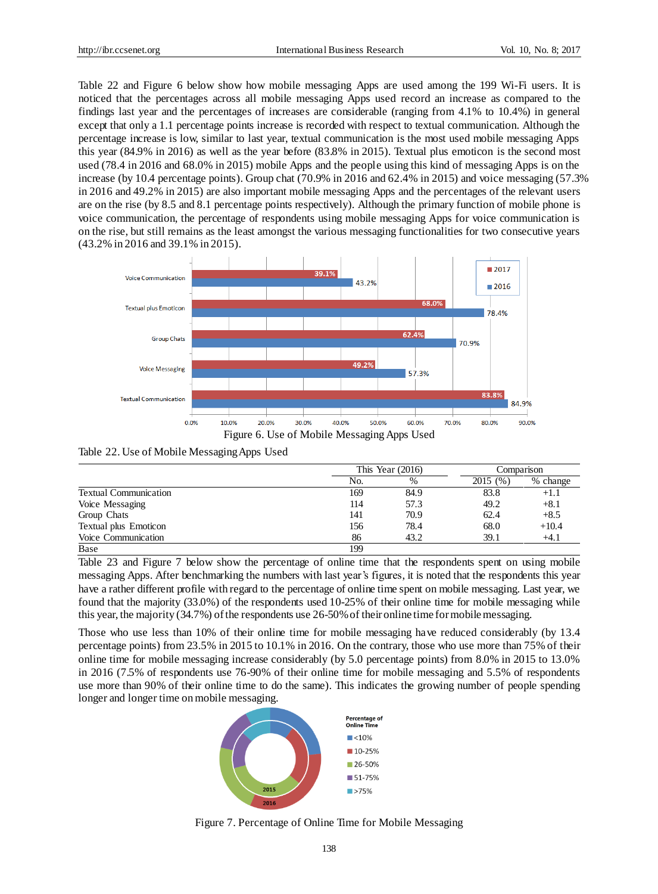Table 22 and Figure 6 below show how mobile messaging Apps are used among the 199 Wi-Fi users. It is noticed that the percentages across all mobile messaging Apps used record an increase as compared to the findings last year and the percentages of increases are considerable (ranging from 4.1% to 10.4%) in general except that only a 1.1 percentage points increase is recorded with respect to textual communication. Although the percentage increase is low, similar to last year, textual communication is the most used mobile messaging Apps this year (84.9% in 2016) as well as the year before (83.8% in 2015). Textual plus emoticon is the second most used (78.4 in 2016 and 68.0% in 2015) mobile Apps and the people using this kind of messaging Apps is on the increase (by 10.4 percentage points). Group chat (70.9% in 2016 and 62.4% in 2015) and voice messaging (57.3% in 2016 and 49.2% in 2015) are also important mobile messaging Apps and the percentages of the relevant users are on the rise (by 8.5 and 8.1 percentage points respectively). Although the primary function of mobile phone is voice communication, the percentage of respondents using mobile messaging Apps for voice communication is on the rise, but still remains as the least amongst the various messaging functionalities for two consecutive years (43.2% in 2016 and 39.1% in 2015).

Figure 6. Use of Mobile Messaging Apps Used

Table 22. Use of Mobile Messaging Apps Used

| | This Year (2016) | | Comparison | |
|---|---|---|---|---|
| | No. | % | 2015 (%) | % change |
| Textual Communication | 169 | 84.9 | 83.8 | +1.1 |
| Voice Messaging | 114 | 57.3 | 49.2 | +8.1 |
| Group Chats | 141 | 70.9 | 62.4 | +8.5 |
| Textual plus Emoticon | 156 | 78.4 | 68.0 | +10.4 |
| Voice Communication | 86 | 43.2 | 39.1 | +4.1 |
| Base | 199 | | | |

Table 23 and Figure 7 below show the percentage of online time that the respondents spent on using mobile messaging Apps. After benchmarking the numbers with last year's figures, it is noted that the respondents this year have a rather different profile with regard to the percentage of online time spent on mobile messaging. Last year, we found that the majority (33.0%) of the respondents used 10-25% of their online time for mobile messaging while this year, the majority (34.7%) of the respondents use 26-50% of their online time for mobile messaging.

Those who use less than 10% of their online time for mobile messaging have reduced considerably (by 13.4 percentage points) from 23.5% in 2015 to 10.1% in 2016. On the contrary, those who use more than 75% of their online time for mobile messaging increase considerably (by 5.0 percentage points) from 8.0% in 2015 to 13.0% in 2016 (7.5% of respondents use 76-90% of their online time for mobile messaging and 5.5% of respondents use more than 90% of their online time to do the same). This indicates the growing number of people spending longer and longer time on mobile messaging.

Figure 7. Percentage of Online Time for Mobile Messaging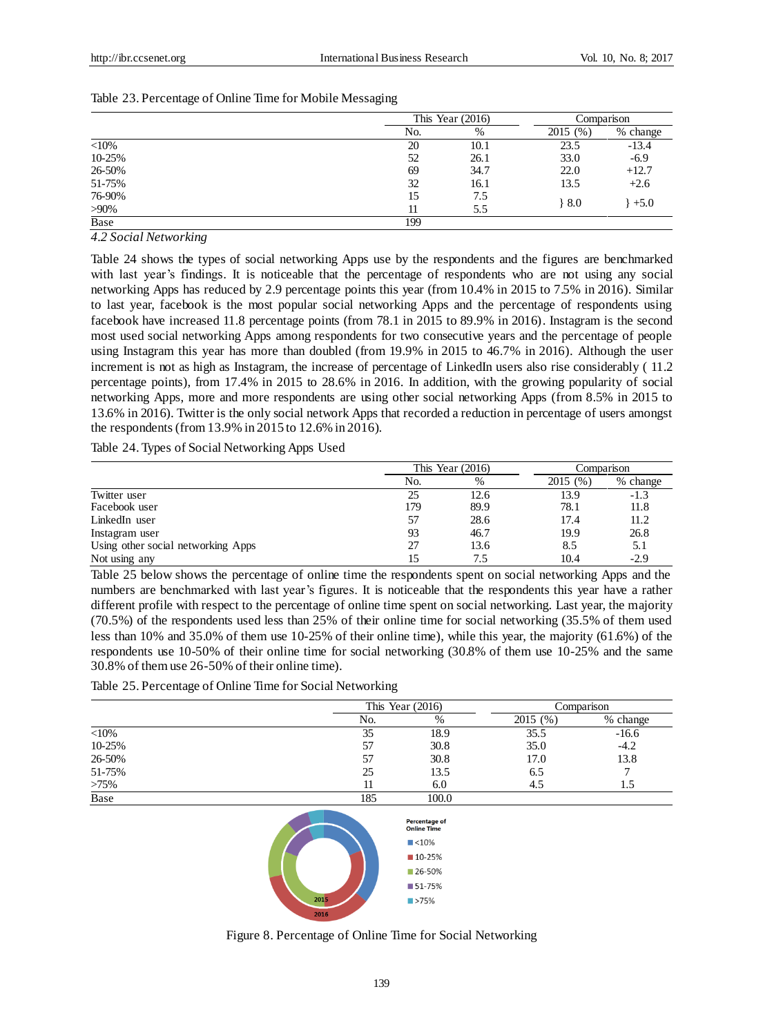Table 23. Percentage of Online Time for Mobile Messaging

| | This Year (2016) | | Comparison | |
|---|---|---|---|---|
| | No. | % | 2015 (%) | % change |
| <10% | 20 | 10.1 | 23.5 | -13.4 |
| 10-25% | 52 | 26.1 | 33.0 | -6.9 |
| 26-50% | 69 | 34.7 | 22.0 | +12.7 |
| 51-75% | 32 | 16.1 | 13.5 | +2.6 |
| 76-90% | 15 | 7.5 | } 8.0 | } +5.0 |
| >90% | 11 | 5.5 | | |
| Base | 199 | | | |

### *4.2 Social Networking*

Table 24 shows the types of social networking Apps use by the respondents and the figures are benchmarked with last year's findings. It is noticeable that the percentage of respondents who are not using any social networking Apps has reduced by 2.9 percentage points this year (from 10.4% in 2015 to 7.5% in 2016). Similar to last year, facebook is the most popular social networking Apps and the percentage of respondents using facebook have increased 11.8 percentage points (from 78.1 in 2015 to 89.9% in 2016). Instagram is the second most used social networking Apps among respondents for two consecutive years and the percentage of people using Instagram this year has more than doubled (from 19.9% in 2015 to 46.7% in 2016). Although the user increment is not as high as Instagram, the increase of percentage of LinkedIn users also rise considerably ( 11.2 percentage points), from 17.4% in 2015 to 28.6% in 2016. In addition, with the growing popularity of social networking Apps, more and more respondents are using other social networking Apps (from 8.5% in 2015 to 13.6% in 2016). Twitter is the only social network Apps that recorded a reduction in percentage of users amongst the respondents (from 13.9% in 2015 to 12.6% in 2016).

Table 24. Types of Social Networking Apps Used

| | This Year (2016) | | Comparison | |
|---|---|---|---|---|
| | No. | % | 2015 (%) | % change |
| Twitter user | 25 | 12.6 | 13.9 | -1.3 |
| Facebook user | 179 | 89.9 | 78.1 | 11.8 |
| LinkedIn user | 57 | 28.6 | 17.4 | 11.2 |
| Instagram user | 93 | 46.7 | 19.9 | 26.8 |
| Using other social networking Apps | 27 | 13.6 | 8.5 | 5.1 |
| Not using any | 15 | 7.5 | 10.4 | -2.9 |

Table 25 below shows the percentage of online time the respondents spent on social networking Apps and the numbers are benchmarked with last year's figures. It is noticeable that the respondents this year have a rather different profile with respect to the percentage of online time spent on social networking. Last year, the majority (70.5%) of the respondents used less than 25% of their online time for social networking (35.5% of them used less than 10% and 35.0% of them use 10-25% of their online time), while this year, the majority (61.6%) of the respondents use 10-50% of their online time for social networking (30.8% of them use 10-25% and the same 30.8% of them use 26-50% of their online time).

Table 25. Percentage of Online Time for Social Networking

| | This Year (2016) | | Comparison | |
|---|---|---|---|---|
| | No. | % | 2015 (%) | % change |
| <10% | 35 | 18.9 | 35.5 | -16.6 |
| 10-25% | 57 | 30.8 | 35.0 | -4.2 |
| 26-50% | 57 | 30.8 | 17.0 | 13.8 |
| 51-75% | 25 | 13.5 | 6.5 | 7 |
| >75% | 11 | 6.0 | 4.5 | 1.5 |
| Base | 185 | 100.0 | | |

Figure 8. Percentage of Online Time for Social Networking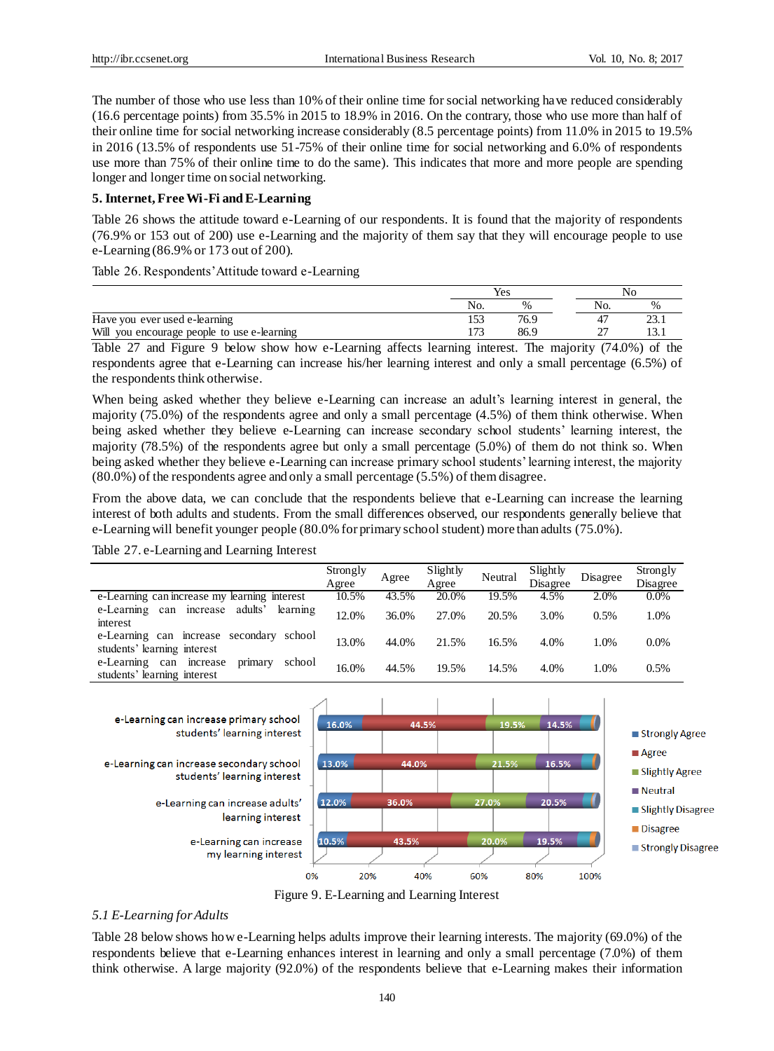The number of those who use less than 10% of their online time for social networking have reduced considerably (16.6 percentage points) from 35.5% in 2015 to 18.9% in 2016. On the contrary, those who use more than half of their online time for social networking increase considerably (8.5 percentage points) from 11.0% in 2015 to 19.5% in 2016 (13.5% of respondents use 51-75% of their online time for social networking and 6.0% of respondents use more than 75% of their online time to do the same). This indicates that more and more people are spending longer and longer time on social networking.

## 5. Internet, Free Wi-Fi and E-Learning

Table 26 shows the attitude toward e-Learning of our respondents. It is found that the majority of respondents (76.9% or 153 out of 200) use e-Learning and the majority of them say that they will encourage people to use e-Learning (86.9% or 173 out of 200).

Table 26. Respondents' Attitude toward e-Learning

| | Yes | | No | |
|---|---|---|---|---|
| | No. | % | No. | % |
| Have you ever used e-learning | 153 | 76.9 | 47 | 23.1 |
| Will you encourage people to use e-learning | 173 | 86.9 | 27 | 13.1 |

Table 27 and Figure 9 below show how e-Learning affects learning interest. The majority (74.0%) of the respondents agree that e-Learning can increase his/her learning interest and only a small percentage (6.5%) of the respondents think otherwise.

When being asked whether they believe e-Learning can increase an adult's learning interest in general, the majority (75.0%) of the respondents agree and only a small percentage (4.5%) of them think otherwise. When being asked whether they believe e-Learning can increase secondary school students' learning interest, the majority (78.5%) of the respondents agree but only a small percentage (5.0%) of them do not think so. When being asked whether they believe e-Learning can increase primary school students' learning interest, the majority (80.0%) of the respondents agree and only a small percentage (5.5%) of them disagree.

From the above data, we can conclude that the respondents believe that e-Learning can increase the learning interest of both adults and students. From the small differences observed, our respondents generally believe that e-Learning will benefit younger people (80.0% for primary school student) more than adults (75.0%).

Table 27. e-Learning and Learning Interest

| | Strongly Agree | Agree | Slightly Agree | Neutral | Slightly Disagree | Disagree | Strongly Disagree |
|---|---|---|---|---|---|---|---|
| e-Learning can increase my learning interest | 10.5% | 43.5% | 20.0% | 19.5% | 4.5% | 2.0% | 0.0% |
| e-Learning can increase adults' learning interest | 12.0% | 36.0% | 27.0% | 20.5% | 3.0% | 0.5% | 1.0% |
| e-Learning can increase secondary school students' learning interest | 13.0% | 44.0% | 21.5% | 16.5% | 4.0% | 1.0% | 0.0% |
| e-Learning can increase primary school students' learning interest | 16.0% | 44.5% | 19.5% | 14.5% | 4.0% | 1.0% | 0.5% |

Figure 9. E-Learning and Learning Interest

### 5.1 E-Learning for Adults

Table 28 below shows how e-Learning helps adults improve their learning interests. The majority (69.0%) of the respondents believe that e-Learning enhances interest in learning and only a small percentage (7.0%) of them think otherwise. A large majority (92.0%) of the respondents believe that e-Learning makes their information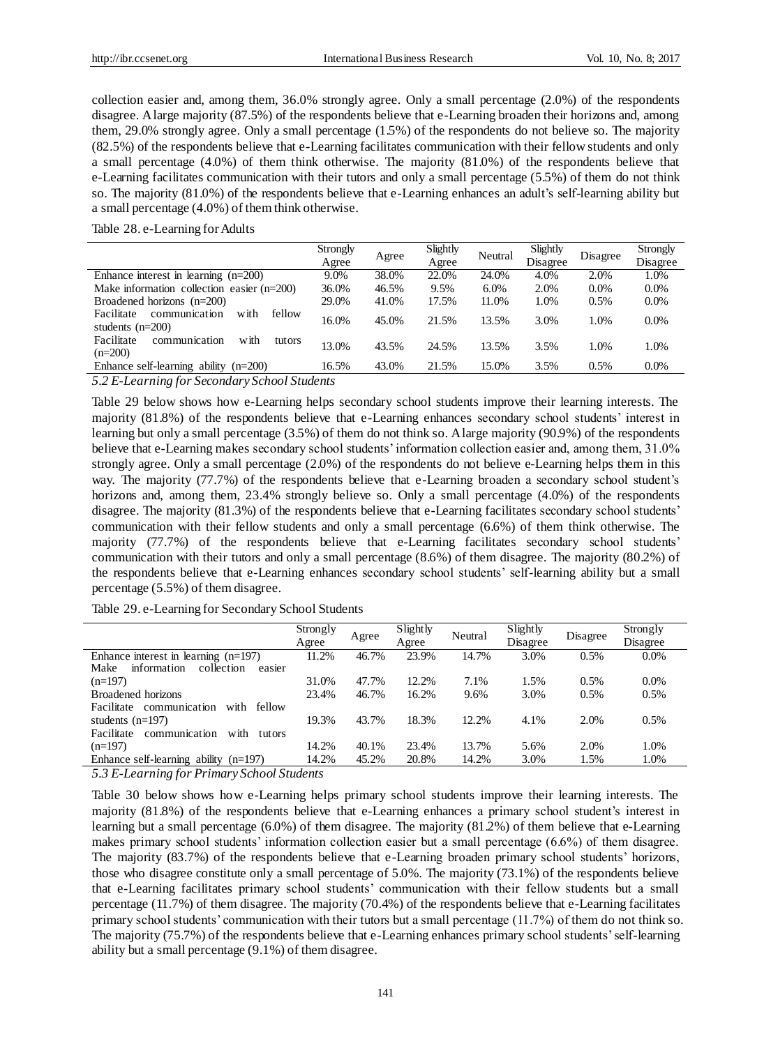collection easier and, among them, 36.0% strongly agree. Only a small percentage (2.0%) of the respondents disagree. A large majority (87.5%) of the respondents believe that e-Learning broaden their horizons and, among them, 29.0% strongly agree. Only a small percentage (1.5%) of the respondents do not believe so. The majority (82.5%) of the respondents believe that e-Learning facilitates communication with their fellow students and only a small percentage (4.0%) of them think otherwise. The majority (81.0%) of the respondents believe that e-Learning facilitates communication with their tutors and only a small percentage (5.5%) of them do not think so. The majority (81.0%) of the respondents believe that e-Learning enhances an adult's self-learning ability but a small percentage (4.0%) of them think otherwise.

Table 28. e-Learning for Adults

| | Strongly Agree | Agree | Slightly Agree | Neutral | Slightly Disagree | Disagree | Strongly Disagree |
|---|---|---|---|---|---|---|---|
| Enhance interest in learning (n=200) | 9.0% | 38.0% | 22.0% | 24.0% | 4.0% | 2.0% | 1.0% |
| Make information collection easier (n=200) | 36.0% | 46.5% | 9.5% | 6.0% | 2.0% | 0.0% | 0.0% |
| Broadened horizons (n=200) | 29.0% | 41.0% | 17.5% | 11.0% | 1.0% | 0.5% | 0.0% |
| Facilitate communication with fellow students (n=200) | 16.0% | 45.0% | 21.5% | 13.5% | 3.0% | 1.0% | 0.0% |
| Facilitate communication with tutors (n=200) | 13.0% | 43.5% | 24.5% | 13.5% | 3.5% | 1.0% | 1.0% |
| Enhance self-learning ability (n=200) | 16.5% | 43.0% | 21.5% | 15.0% | 3.5% | 0.5% | 0.0% |

### *5.2 E-Learning for Secondary School Students*

Table 29 below shows how e-Learning helps secondary school students improve their learning interests. The majority (81.8%) of the respondents believe that e-Learning enhances secondary school students' interest in learning but only a small percentage (3.5%) of them do not think so. A large majority (90.9%) of the respondents believe that e-Learning makes secondary school students' information collection easier and, among them, 31.0% strongly agree. Only a small percentage (2.0%) of the respondents do not believe e-Learning helps them in this way. The majority (77.7%) of the respondents believe that e-Learning broaden a secondary school student's horizons and, among them, 23.4% strongly believe so. Only a small percentage (4.0%) of the respondents disagree. The majority (81.3%) of the respondents believe that e-Learning facilitates secondary school students' communication with their fellow students and only a small percentage (6.6%) of them think otherwise. The majority (77.7%) of the respondents believe that e-Learning facilitates secondary school students' communication with their tutors and only a small percentage (8.6%) of them disagree. The majority (80.2%) of the respondents believe that e-Learning enhances secondary school students' self-learning ability but a small percentage (5.5%) of them disagree.

Table 29. e-Learning for Secondary School Students

| | Strongly Agree | Agree | Slightly Agree | Neutral | Slightly Disagree | Disagree | Strongly Disagree |
|---|---|---|---|---|---|---|---|
| Enhance interest in learning (n=197) | 11.2% | 46.7% | 23.9% | 14.7% | 3.0% | 0.5% | 0.0% |
| Make information collection easier (n=197) | 31.0% | 47.7% | 12.2% | 7.1% | 1.5% | 0.5% | 0.0% |
| Broadened horizons | 23.4% | 46.7% | 16.2% | 9.6% | 3.0% | 0.5% | 0.5% |
| Facilitate communication with fellow students (n=197) | 19.3% | 43.7% | 18.3% | 12.2% | 4.1% | 2.0% | 0.5% |
| Facilitate communication with tutors (n=197) | 14.2% | 40.1% | 23.4% | 13.7% | 5.6% | 2.0% | 1.0% |
| Enhance self-learning ability (n=197) | 14.2% | 45.2% | 20.8% | 14.2% | 3.0% | 1.5% | 1.0% |

### *5.3 E-Learning for Primary School Students*

Table 30 below shows how e-Learning helps primary school students improve their learning interests. The majority (81.8%) of the respondents believe that e-Learning enhances a primary school student's interest in learning but a small percentage (6.0%) of them disagree. The majority (81.2%) of them believe that e-Learning makes primary school students' information collection easier but a small percentage (6.6%) of them disagree. The majority (83.7%) of the respondents believe that e-Learning broaden primary school students' horizons, those who disagree constitute only a small percentage of 5.0%. The majority (73.1%) of the respondents believe that e-Learning facilitates primary school students' communication with their fellow students but a small percentage (11.7%) of them disagree. The majority (70.4%) of the respondents believe that e-Learning facilitates primary school students' communication with their tutors but a small percentage (11.7%) of them do not think so. The majority (75.7%) of the respondents believe that e-Learning enhances primary school students' self-learning ability but a small percentage (9.1%) of them disagree.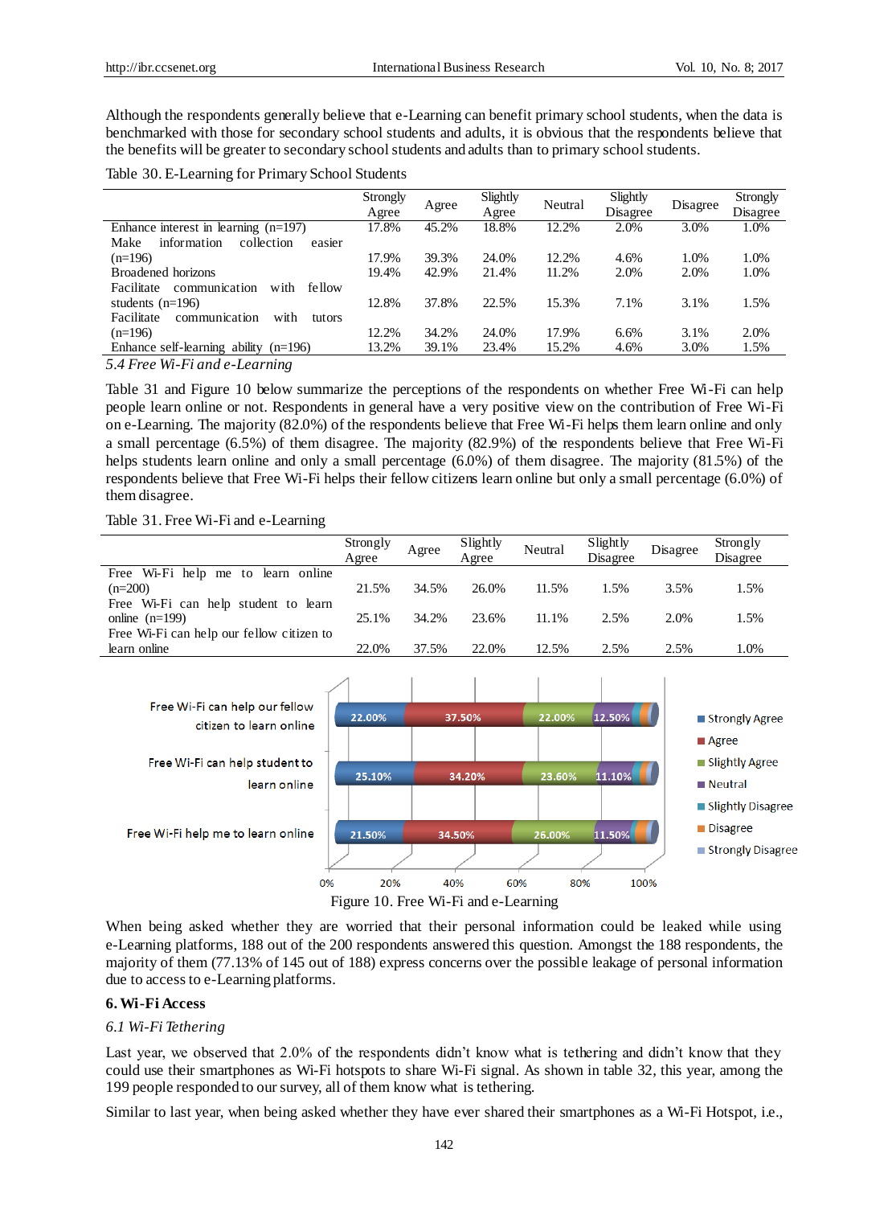Although the respondents generally believe that e-Learning can benefit primary school students, when the data is benchmarked with those for secondary school students and adults, it is obvious that the respondents believe that the benefits will be greater to secondary school students and adults than to primary school students.

Table 30. E-Learning for Primary School Students

| | Strongly Agree | Agree | Slightly Agree | Neutral | Slightly Disagree | Disagree | Strongly Disagree |
|---|---|---|---|---|---|---|---|
| Enhance interest in learning (n=197) | 17.8% | 45.2% | 18.8% | 12.2% | 2.0% | 3.0% | 1.0% |
| Make information collection easier (n=196) | 17.9% | 39.3% | 24.0% | 12.2% | 4.6% | 1.0% | 1.0% |
| Broadened horizons | 19.4% | 42.9% | 21.4% | 11.2% | 2.0% | 2.0% | 1.0% |
| Facilitate communication with fellow students (n=196) | 12.8% | 37.8% | 22.5% | 15.3% | 7.1% | 3.1% | 1.5% |
| Facilitate communication with tutors (n=196) | 12.2% | 34.2% | 24.0% | 17.9% | 6.6% | 3.1% | 2.0% |
| Enhance self-learning ability (n=196) | 13.2% | 39.1% | 23.4% | 15.2% | 4.6% | 3.0% | 1.5% |

### 5.4 Free Wi-Fi and e-Learning

Table 31 and Figure 10 below summarize the perceptions of the respondents on whether Free Wi-Fi can help people learn online or not. Respondents in general have a very positive view on the contribution of Free Wi-Fi on e-Learning. The majority (82.0%) of the respondents believe that Free Wi-Fi helps them learn online and only a small percentage (6.5%) of them disagree. The majority (82.9%) of the respondents believe that Free Wi-Fi helps students learn online and only a small percentage (6.0%) of them disagree. The majority (81.5%) of the respondents believe that Free Wi-Fi helps their fellow citizens learn online but only a small percentage (6.0%) of them disagree.

Table 31. Free Wi-Fi and e-Learning

| | Strongly Agree | Agree | Slightly Agree | Neutral | Slightly Disagree | Disagree | Strongly Disagree |
|---|---|---|---|---|---|---|---|
| Free Wi-Fi help me to learn online (n=200) | 21.5% | 34.5% | 26.0% | 11.5% | 1.5% | 3.5% | 1.5% |
| Free Wi-Fi can help student to learn online (n=199) | 25.1% | 34.2% | 23.6% | 11.1% | 2.5% | 2.0% | 1.5% |
| Free Wi-Fi can help our fellow citizen to learn online | 22.0% | 37.5% | 22.0% | 12.5% | 2.5% | 2.5% | 1.0% |

Figure 10. Free Wi-Fi and e-Learning

When being asked whether they are worried that their personal information could be leaked while using e-Learning platforms, 188 out of the 200 respondents answered this question. Amongst the 188 respondents, the majority of them (77.13% of 145 out of 188) express concerns over the possible leakage of personal information due to access to e-Learning platforms.

## 6. Wi-Fi Access

### 6.1 Wi-Fi Tethering

Last year, we observed that 2.0% of the respondents didn't know what is tethering and didn't know that they could use their smartphones as Wi-Fi hotspots to share Wi-Fi signal. As shown in table 32, this year, among the 199 people responded to our survey, all of them know what is tethering.

Similar to last year, when being asked whether they have ever shared their smartphones as a Wi-Fi Hotspot, i.e.,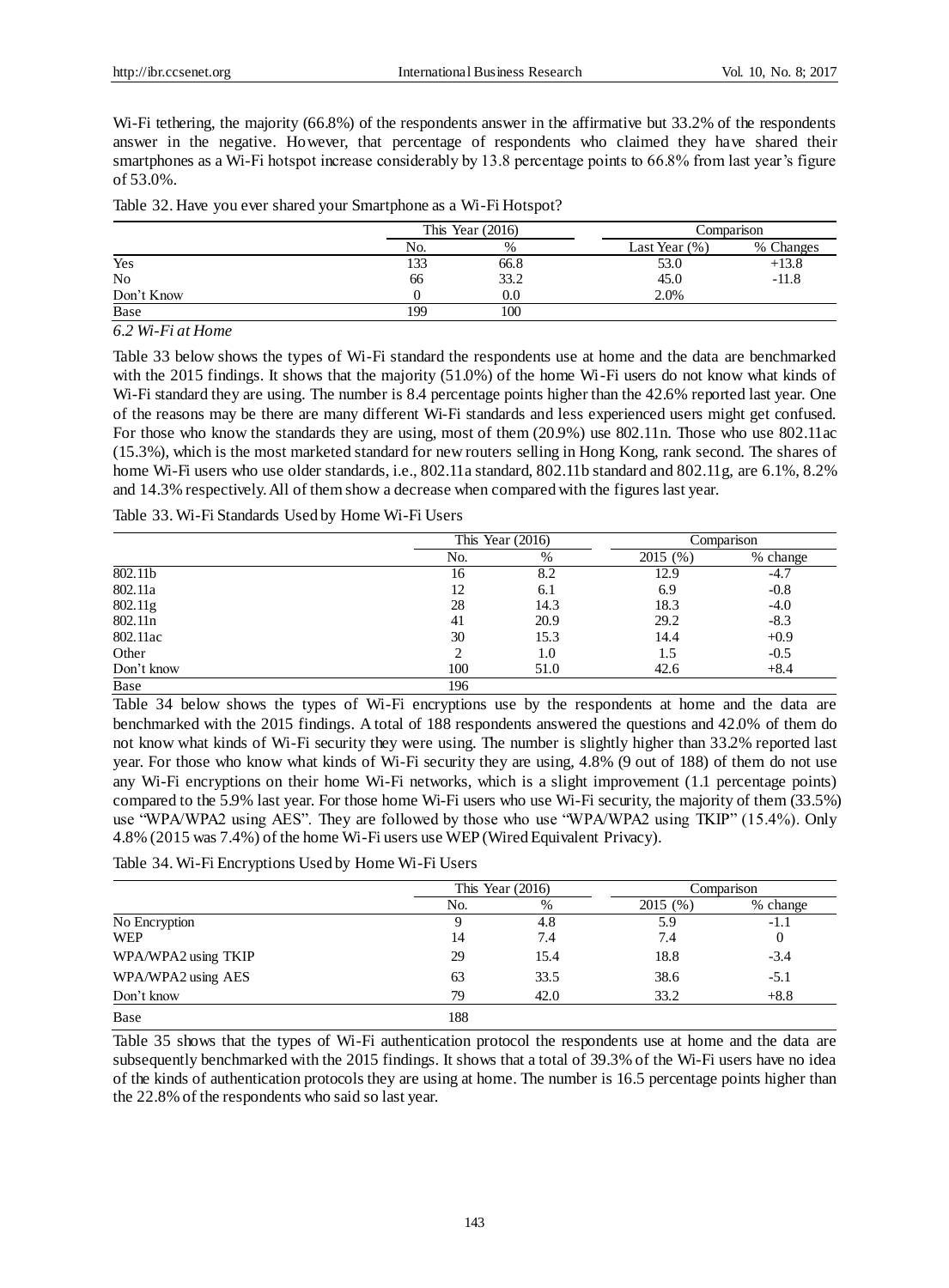Wi-Fi tethering, the majority (66.8%) of the respondents answer in the affirmative but 33.2% of the respondents answer in the negative. However, that percentage of respondents who claimed they have shared their smartphones as a Wi-Fi hotspot increase considerably by 13.8 percentage points to 66.8% from last year's figure of 53.0%.

Table 32. Have you ever shared your Smartphone as a Wi-Fi Hotspot?

| | This Year (2016) | | Comparison | |
|---|---|---|---|---|
| | No. | % | Last Year (%) | % Changes |
| Yes | 133 | 66.8 | 53.0 | +13.8 |
| No | 66 | 33.2 | 45.0 | -11.8 |
| Don't Know | 0 | 0.0 | 2.0% | |
| Base | 199 | 100 | | |

*6.2 Wi-Fi at Home*

Table 33 below shows the types of Wi-Fi standard the respondents use at home and the data are benchmarked with the 2015 findings. It shows that the majority (51.0%) of the home Wi-Fi users do not know what kinds of Wi-Fi standard they are using. The number is 8.4 percentage points higher than the 42.6% reported last year. One of the reasons may be there are many different Wi-Fi standards and less experienced users might get confused. For those who know the standards they are using, most of them (20.9%) use 802.11n. Those who use 802.11ac (15.3%), which is the most marketed standard for new routers selling in Hong Kong, rank second. The shares of home Wi-Fi users who use older standards, i.e., 802.11a standard, 802.11b standard and 802.11g, are 6.1%, 8.2% and 14.3% respectively. All of them show a decrease when compared with the figures last year.

Table 33. Wi-Fi Standards Used by Home Wi-Fi Users

| | This Year (2016) | | Comparison | |
|---|---|---|---|---|
| | No. | % | 2015 (%) | % change |
| 802.11b | 16 | 8.2 | 12.9 | -4.7 |
| 802.11a | 12 | 6.1 | 6.9 | -0.8 |
| 802.11g | 28 | 14.3 | 18.3 | -4.0 |
| 802.11n | 41 | 20.9 | 29.2 | -8.3 |
| 802.11ac | 30 | 15.3 | 14.4 | +0.9 |
| Other | 2 | 1.0 | 1.5 | -0.5 |
| Don't know | 100 | 51.0 | 42.6 | +8.4 |
| Base | 196 | | | |

Table 34 below shows the types of Wi-Fi encryptions use by the respondents at home and the data are benchmarked with the 2015 findings. A total of 188 respondents answered the questions and 42.0% of them do not know what kinds of Wi-Fi security they were using. The number is slightly higher than 33.2% reported last year. For those who know what kinds of Wi-Fi security they are using, 4.8% (9 out of 188) of them do not use any Wi-Fi encryptions on their home Wi-Fi networks, which is a slight improvement (1.1 percentage points) compared to the 5.9% last year. For those home Wi-Fi users who use Wi-Fi security, the majority of them (33.5%) use "WPA/WPA2 using AES". They are followed by those who use "WPA/WPA2 using TKIP" (15.4%). Only 4.8% (2015 was 7.4%) of the home Wi-Fi users use WEP (Wired Equivalent Privacy).

Table 34. Wi-Fi Encryptions Used by Home Wi-Fi Users

| | This Year (2016) | | Comparison | |
|---|---|---|---|---|
| | No. | % | 2015 (%) | % change |
| No Encryption | 9 | 4.8 | 5.9 | -1.1 |
| WEP | 14 | 7.4 | 7.4 | 0 |
| WPA/WPA2 using TKIP | 29 | 15.4 | 18.8 | -3.4 |
| WPA/WPA2 using AES | 63 | 33.5 | 38.6 | -5.1 |
| Don't know | 79 | 42.0 | 33.2 | +8.8 |
| Base | 188 | | | |

Table 35 shows that the types of Wi-Fi authentication protocol the respondents use at home and the data are subsequently benchmarked with the 2015 findings. It shows that a total of 39.3% of the Wi-Fi users have no idea of the kinds of authentication protocols they are using at home. The number is 16.5 percentage points higher than the 22.8% of the respondents who said so last year.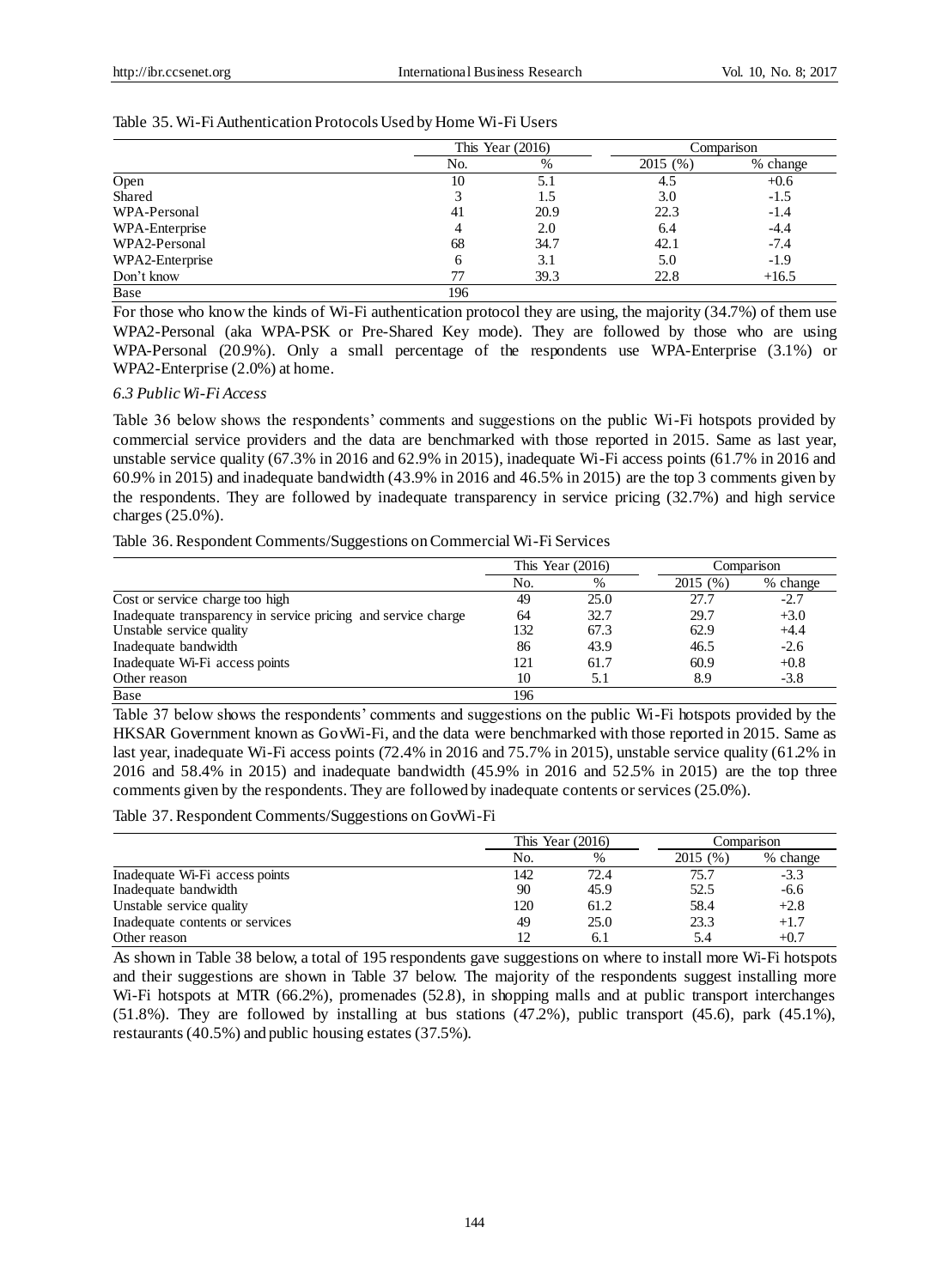Table 35. Wi-Fi Authentication Protocols Used by Home Wi-Fi Users

| | This Year (2016) | | Comparison | |
|---|---|---|---|---|
| | No. | % | 2015 (%) | % change |
| Open | 10 | 5.1 | 4.5 | +0.6 |
| Shared | 3 | 1.5 | 3.0 | -1.5 |
| WPA-Personal | 41 | 20.9 | 22.3 | -1.4 |
| WPA-Enterprise | 4 | 2.0 | 6.4 | -4.4 |
| WPA2-Personal | 68 | 34.7 | 42.1 | -7.4 |
| WPA2-Enterprise | 6 | 3.1 | 5.0 | -1.9 |
| Don't know | 77 | 39.3 | 22.8 | +16.5 |
| Base | 196 | | | |

For those who know the kinds of Wi-Fi authentication protocol they are using, the majority (34.7%) of them use WPA2-Personal (aka WPA-PSK or Pre-Shared Key mode). They are followed by those who are using WPA-Personal (20.9%). Only a small percentage of the respondents use WPA-Enterprise (3.1%) or WPA2-Enterprise (2.0%) at home.

### *6.3 Public Wi-Fi Access*

Table 36 below shows the respondents' comments and suggestions on the public Wi-Fi hotspots provided by commercial service providers and the data are benchmarked with those reported in 2015. Same as last year, unstable service quality (67.3% in 2016 and 62.9% in 2015), inadequate Wi-Fi access points (61.7% in 2016 and 60.9% in 2015) and inadequate bandwidth (43.9% in 2016 and 46.5% in 2015) are the top 3 comments given by the respondents. They are followed by inadequate transparency in service pricing (32.7%) and high service charges (25.0%).

Table 36. Respondent Comments/Suggestions on Commercial Wi-Fi Services

| | This Year (2016) | | Comparison | |
|---|---|---|---|---|
| | No. | % | 2015 (%) | % change |
| Cost or service charge too high | 49 | 25.0 | 27.7 | -2.7 |
| Inadequate transparency in service pricing and service charge | 64 | 32.7 | 29.7 | +3.0 |
| Unstable service quality | 132 | 67.3 | 62.9 | +4.4 |
| Inadequate bandwidth | 86 | 43.9 | 46.5 | -2.6 |
| Inadequate Wi-Fi access points | 121 | 61.7 | 60.9 | +0.8 |
| Other reason | 10 | 5.1 | 8.9 | -3.8 |
| Base | 196 | | | |

Table 37 below shows the respondents' comments and suggestions on the public Wi-Fi hotspots provided by the HKSAR Government known as GovWi-Fi, and the data were benchmarked with those reported in 2015. Same as last year, inadequate Wi-Fi access points (72.4% in 2016 and 75.7% in 2015), unstable service quality (61.2% in 2016 and 58.4% in 2015) and inadequate bandwidth (45.9% in 2016 and 52.5% in 2015) are the top three comments given by the respondents. They are followed by inadequate contents or services (25.0%).

Table 37. Respondent Comments/Suggestions on GovWi-Fi

| | This Year (2016) | | Comparison | |
|---|---|---|---|---|
| | No. | % | 2015 (%) | % change |
| Inadequate Wi-Fi access points | 142 | 72.4 | 75.7 | -3.3 |
| Inadequate bandwidth | 90 | 45.9 | 52.5 | -6.6 |
| Unstable service quality | 120 | 61.2 | 58.4 | +2.8 |
| Inadequate contents or services | 49 | 25.0 | 23.3 | +1.7 |
| Other reason | 12 | 6.1 | 5.4 | +0.7 |

As shown in Table 38 below, a total of 195 respondents gave suggestions on where to install more Wi-Fi hotspots and their suggestions are shown in Table 37 below. The majority of the respondents suggest installing more Wi-Fi hotspots at MTR (66.2%), promenades (52.8), in shopping malls and at public transport interchanges (51.8%). They are followed by installing at bus stations (47.2%), public transport (45.6), park (45.1%), restaurants (40.5%) and public housing estates (37.5%).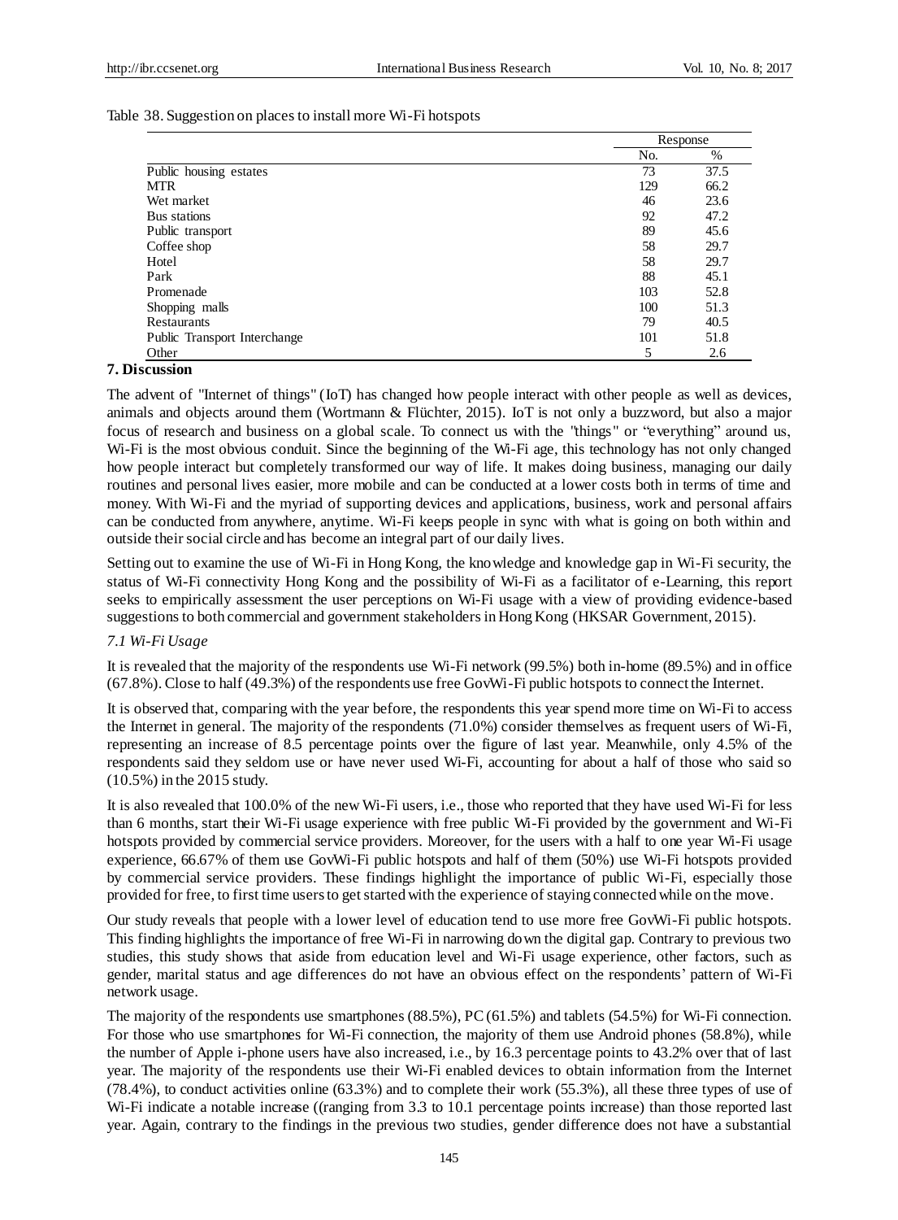Table 38. Suggestion on places to install more Wi-Fi hotspots

| | Response | |
|---|---|---|
| | No. | % |
| Public housing estates | 73 | 37.5 |
| MTR | 129 | 66.2 |
| Wet market | 46 | 23.6 |
| Bus stations | 92 | 47.2 |
| Public transport | 89 | 45.6 |
| Coffee shop | 58 | 29.7 |
| Hotel | 58 | 29.7 |
| Park | 88 | 45.1 |
| Promenade | 103 | 52.8 |
| Shopping malls | 100 | 51.3 |
| Restaurants | 79 | 40.5 |
| Public Transport Interchange | 101 | 51.8 |
| Other | 5 | 2.6 |

## 7. Discussion

The advent of "Internet of things" (IoT) has changed how people interact with other people as well as devices, animals and objects around them (Wortmann & Flüchter, 2015). IoT is not only a buzzword, but also a major focus of research and business on a global scale. To connect us with the "things" or "everything" around us, Wi-Fi is the most obvious conduit. Since the beginning of the Wi-Fi age, this technology has not only changed how people interact but completely transformed our way of life. It makes doing business, managing our daily routines and personal lives easier, more mobile and can be conducted at a lower costs both in terms of time and money. With Wi-Fi and the myriad of supporting devices and applications, business, work and personal affairs can be conducted from anywhere, anytime. Wi-Fi keeps people in sync with what is going on both within and outside their social circle and has become an integral part of our daily lives.

Setting out to examine the use of Wi-Fi in Hong Kong, the knowledge and knowledge gap in Wi-Fi security, the status of Wi-Fi connectivity Hong Kong and the possibility of Wi-Fi as a facilitator of e-Learning, this report seeks to empirically assessment the user perceptions on Wi-Fi usage with a view of providing evidence-based suggestions to both commercial and government stakeholders in Hong Kong (HKSAR Government, 2015).

### *7.1 Wi-Fi Usage*

It is revealed that the majority of the respondents use Wi-Fi network (99.5%) both in-home (89.5%) and in office (67.8%). Close to half (49.3%) of the respondents use free GovWi-Fi public hotspots to connect the Internet.

It is observed that, comparing with the year before, the respondents this year spend more time on Wi-Fi to access the Internet in general. The majority of the respondents (71.0%) consider themselves as frequent users of Wi-Fi, representing an increase of 8.5 percentage points over the figure of last year. Meanwhile, only 4.5% of the respondents said they seldom use or have never used Wi-Fi, accounting for about a half of those who said so (10.5%) in the 2015 study.

It is also revealed that 100.0% of the new Wi-Fi users, i.e., those who reported that they have used Wi-Fi for less than 6 months, start their Wi-Fi usage experience with free public Wi-Fi provided by the government and Wi-Fi hotspots provided by commercial service providers. Moreover, for the users with a half to one year Wi-Fi usage experience, 66.67% of them use GovWi-Fi public hotspots and half of them (50%) use Wi-Fi hotspots provided by commercial service providers. These findings highlight the importance of public Wi-Fi, especially those provided for free, to first time users to get started with the experience of staying connected while on the move.

Our study reveals that people with a lower level of education tend to use more free GovWi-Fi public hotspots. This finding highlights the importance of free Wi-Fi in narrowing down the digital gap. Contrary to previous two studies, this study shows that aside from education level and Wi-Fi usage experience, other factors, such as gender, marital status and age differences do not have an obvious effect on the respondents' pattern of Wi-Fi network usage.

The majority of the respondents use smartphones (88.5%), PC (61.5%) and tablets (54.5%) for Wi-Fi connection. For those who use smartphones for Wi-Fi connection, the majority of them use Android phones (58.8%), while the number of Apple i-phone users have also increased, i.e., by 16.3 percentage points to 43.2% over that of last year. The majority of the respondents use their Wi-Fi enabled devices to obtain information from the Internet (78.4%), to conduct activities online (63.3%) and to complete their work (55.3%), all these three types of use of Wi-Fi indicate a notable increase ((ranging from 3.3 to 10.1 percentage points increase) than those reported last year. Again, contrary to the findings in the previous two studies, gender difference does not have a substantial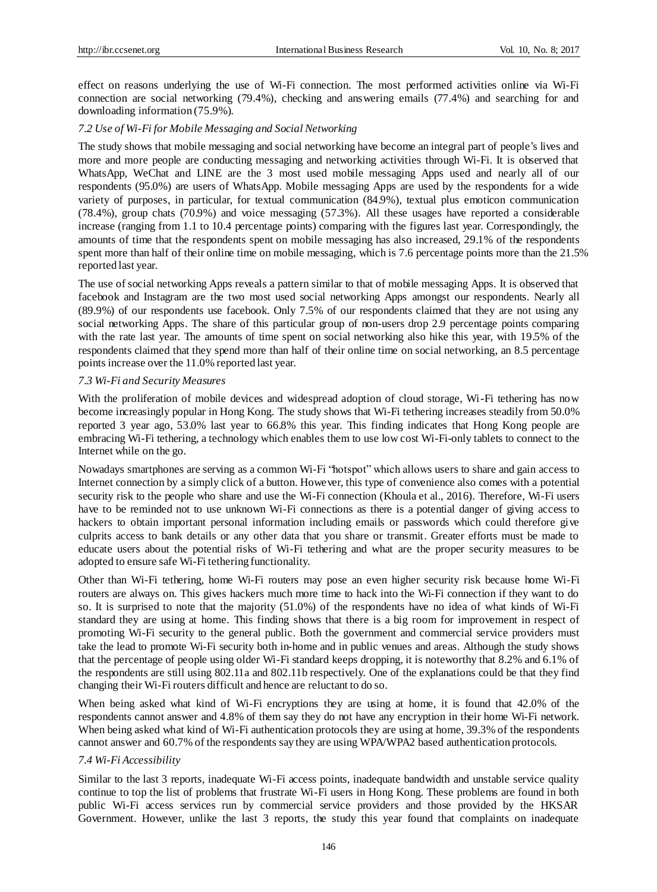effect on reasons underlying the use of Wi-Fi connection. The most performed activities online via Wi-Fi connection are social networking (79.4%), checking and answering emails (77.4%) and searching for and downloading information (75.9%).

### *7.2 Use of Wi-Fi for Mobile Messaging and Social Networking*

The study shows that mobile messaging and social networking have become an integral part of people's lives and more and more people are conducting messaging and networking activities through Wi-Fi. It is observed that WhatsApp, WeChat and LINE are the 3 most used mobile messaging Apps used and nearly all of our respondents (95.0%) are users of WhatsApp. Mobile messaging Apps are used by the respondents for a wide variety of purposes, in particular, for textual communication (84.9%), textual plus emoticon communication (78.4%), group chats (70.9%) and voice messaging (57.3%). All these usages have reported a considerable increase (ranging from 1.1 to 10.4 percentage points) comparing with the figures last year. Correspondingly, the amounts of time that the respondents spent on mobile messaging has also increased, 29.1% of the respondents spent more than half of their online time on mobile messaging, which is 7.6 percentage points more than the 21.5% reported last year.

The use of social networking Apps reveals a pattern similar to that of mobile messaging Apps. It is observed that facebook and Instagram are the two most used social networking Apps amongst our respondents. Nearly all (89.9%) of our respondents use facebook. Only 7.5% of our respondents claimed that they are not using any social networking Apps. The share of this particular group of non-users drop 2.9 percentage points comparing with the rate last year. The amounts of time spent on social networking also hike this year, with 19.5% of the respondents claimed that they spend more than half of their online time on social networking, an 8.5 percentage points increase over the 11.0% reported last year.

### *7.3 Wi-Fi and Security Measures*

With the proliferation of mobile devices and widespread adoption of cloud storage, Wi-Fi tethering has now become increasingly popular in Hong Kong. The study shows that Wi-Fi tethering increases steadily from 50.0% reported 3 year ago, 53.0% last year to 66.8% this year. This finding indicates that Hong Kong people are embracing Wi-Fi tethering, a technology which enables them to use low cost Wi-Fi-only tablets to connect to the Internet while on the go.

Nowadays smartphones are serving as a common Wi-Fi "hotspot" which allows users to share and gain access to Internet connection by a simply click of a button. However, this type of convenience also comes with a potential security risk to the people who share and use the Wi-Fi connection (Khoula et al., 2016). Therefore, Wi-Fi users have to be reminded not to use unknown Wi-Fi connections as there is a potential danger of giving access to hackers to obtain important personal information including emails or passwords which could therefore give culprits access to bank details or any other data that you share or transmit. Greater efforts must be made to educate users about the potential risks of Wi-Fi tethering and what are the proper security measures to be adopted to ensure safe Wi-Fi tethering functionality.

Other than Wi-Fi tethering, home Wi-Fi routers may pose an even higher security risk because home Wi-Fi routers are always on. This gives hackers much more time to hack into the Wi-Fi connection if they want to do so. It is surprised to note that the majority (51.0%) of the respondents have no idea of what kinds of Wi-Fi standard they are using at home. This finding shows that there is a big room for improvement in respect of promoting Wi-Fi security to the general public. Both the government and commercial service providers must take the lead to promote Wi-Fi security both in-home and in public venues and areas. Although the study shows that the percentage of people using older Wi-Fi standard keeps dropping, it is noteworthy that 8.2% and 6.1% of the respondents are still using 802.11a and 802.11b respectively. One of the explanations could be that they find changing their Wi-Fi routers difficult and hence are reluctant to do so.

When being asked what kind of Wi-Fi encryptions they are using at home, it is found that 42.0% of the respondents cannot answer and 4.8% of them say they do not have any encryption in their home Wi-Fi network. When being asked what kind of Wi-Fi authentication protocols they are using at home, 39.3% of the respondents cannot answer and 60.7% of the respondents say they are using WPA/WPA2 based authentication protocols.

### *7.4 Wi-Fi Accessibility*

Similar to the last 3 reports, inadequate Wi-Fi access points, inadequate bandwidth and unstable service quality continue to top the list of problems that frustrate Wi-Fi users in Hong Kong. These problems are found in both public Wi-Fi access services run by commercial service providers and those provided by the HKSAR Government. However, unlike the last 3 reports, the study this year found that complaints on inadequate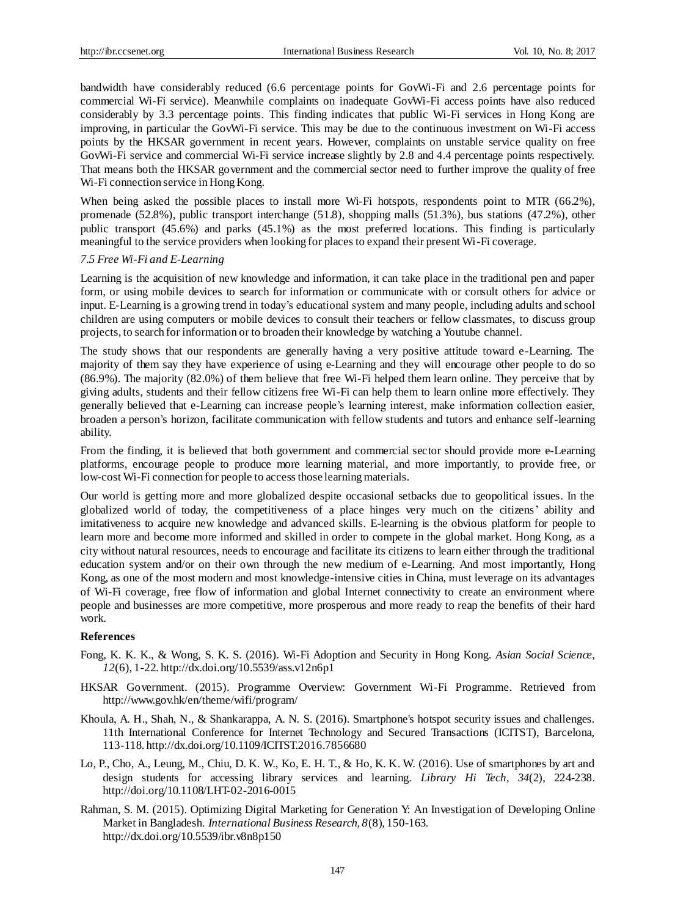bandwidth have considerably reduced (6.6 percentage points for GovWi-Fi and 2.6 percentage points for commercial Wi-Fi service). Meanwhile complaints on inadequate GovWi-Fi access points have also reduced considerably by 3.3 percentage points. This finding indicates that public Wi-Fi services in Hong Kong are improving, in particular the GovWi-Fi service. This may be due to the continuous investment on Wi-Fi access points by the HKSAR government in recent years. However, complaints on unstable service quality on free GovWi-Fi service and commercial Wi-Fi service increase slightly by 2.8 and 4.4 percentage points respectively. That means both the HKSAR government and the commercial sector need to further improve the quality of free Wi-Fi connection service in Hong Kong.

When being asked the possible places to install more Wi-Fi hotspots, respondents point to MTR (66.2%), promenade (52.8%), public transport interchange (51.8), shopping malls (51.3%), bus stations (47.2%), other public transport (45.6%) and parks (45.1%) as the most preferred locations. This finding is particularly meaningful to the service providers when looking for places to expand their present Wi-Fi coverage.

### *7.5 Free Wi-Fi and E-Learning*

Learning is the acquisition of new knowledge and information, it can take place in the traditional pen and paper form, or using mobile devices to search for information or communicate with or consult others for advice or input. E-Learning is a growing trend in today's educational system and many people, including adults and school children are using computers or mobile devices to consult their teachers or fellow classmates, to discuss group projects, to search for information or to broaden their knowledge by watching a Youtube channel.

The study shows that our respondents are generally having a very positive attitude toward e-Learning. The majority of them say they have experience of using e-Learning and they will encourage other people to do so (86.9%). The majority (82.0%) of them believe that free Wi-Fi helped them learn online. They perceive that by giving adults, students and their fellow citizens free Wi-Fi can help them to learn online more effectively. They generally believed that e-Learning can increase people's learning interest, make information collection easier, broaden a person's horizon, facilitate communication with fellow students and tutors and enhance self-learning ability.

From the finding, it is believed that both government and commercial sector should provide more e-Learning platforms, encourage people to produce more learning material, and more importantly, to provide free, or low-cost Wi-Fi connection for people to access those learning materials.

Our world is getting more and more globalized despite occasional setbacks due to geopolitical issues. In the globalized world of today, the competitiveness of a place hinges very much on the citizens' ability and imitativeness to acquire new knowledge and advanced skills. E-learning is the obvious platform for people to learn more and become more informed and skilled in order to compete in the global market. Hong Kong, as a city without natural resources, needs to encourage and facilitate its citizens to learn either through the traditional education system and/or on their own through the new medium of e-Learning. And most importantly, Hong Kong, as one of the most modern and most knowledge-intensive cities in China, must leverage on its advantages of Wi-Fi coverage, free flow of information and global Internet connectivity to create an environment where people and businesses are more competitive, more prosperous and more ready to reap the benefits of their hard work.

## References

Fong, K. K. K., & Wong, S. K. S. (2016). Wi-Fi Adoption and Security in Hong Kong. *Asian Social Science, 12*(6), 1-22. http://dx.doi.org/10.5539/ass.v12n6p1

HKSAR Government. (2015). Programme Overview: Government Wi-Fi Programme. Retrieved from http://www.gov.hk/en/theme/wifi/program/

Khoula, A. H., Shah, N., & Shankarappa, A. N. S. (2016). Smartphone's hotspot security issues and challenges. 11th International Conference for Internet Technology and Secured Transactions (ICITST), Barcelona, 113-118. http://dx.doi.org/10.1109/ICITST.2016.7856680

Lo, P., Cho, A., Leung, M., Chiu, D. K. W., Ko, E. H. T., & Ho, K. K. W. (2016). Use of smartphones by art and design students for accessing library services and learning. *Library Hi Tech, 34*(2), 224-238. http://doi.org/10.1108/LHT-02-2016-0015

Rahman, S. M. (2015). Optimizing Digital Marketing for Generation Y: An Investigation of Developing Online Market in Bangladesh. *International Business Research, 8*(8), 150-163. http://dx.doi.org/10.5539/ibr.v8n8p150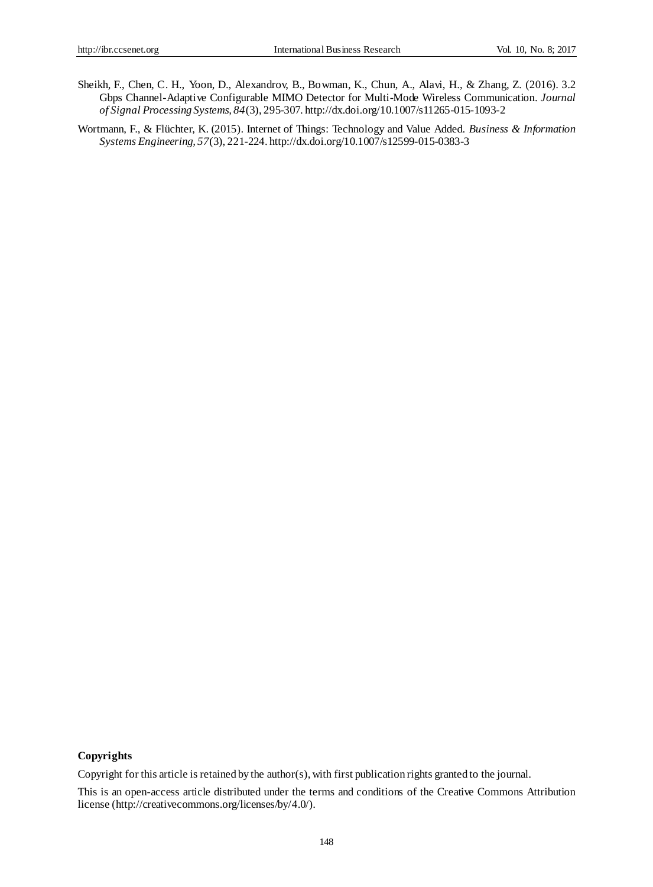Sheikh, F., Chen, C. H., Yoon, D., Alexandrov, B., Bowman, K., Chun, A., Alavi, H., & Zhang, Z. (2016). 3.2 Gbps Channel-Adaptive Configurable MIMO Detector for Multi-Mode Wireless Communication. *Journal of Signal Processing Systems, 84*(3), 295-307. http://dx.doi.org/10.1007/s11265-015-1093-2

Wortmann, F., & Flüchter, K. (2015). Internet of Things: Technology and Value Added. *Business & Information Systems Engineering, 57*(3), 221-224. http://dx.doi.org/10.1007/s12599-015-0383-3

**Copyrights**

Copyright for this article is retained by the author(s), with first publication rights granted to the journal.

This is an open-access article distributed under the terms and conditions of the Creative Commons Attribution license (http://creativecommons.org/licenses/by/4.0/).